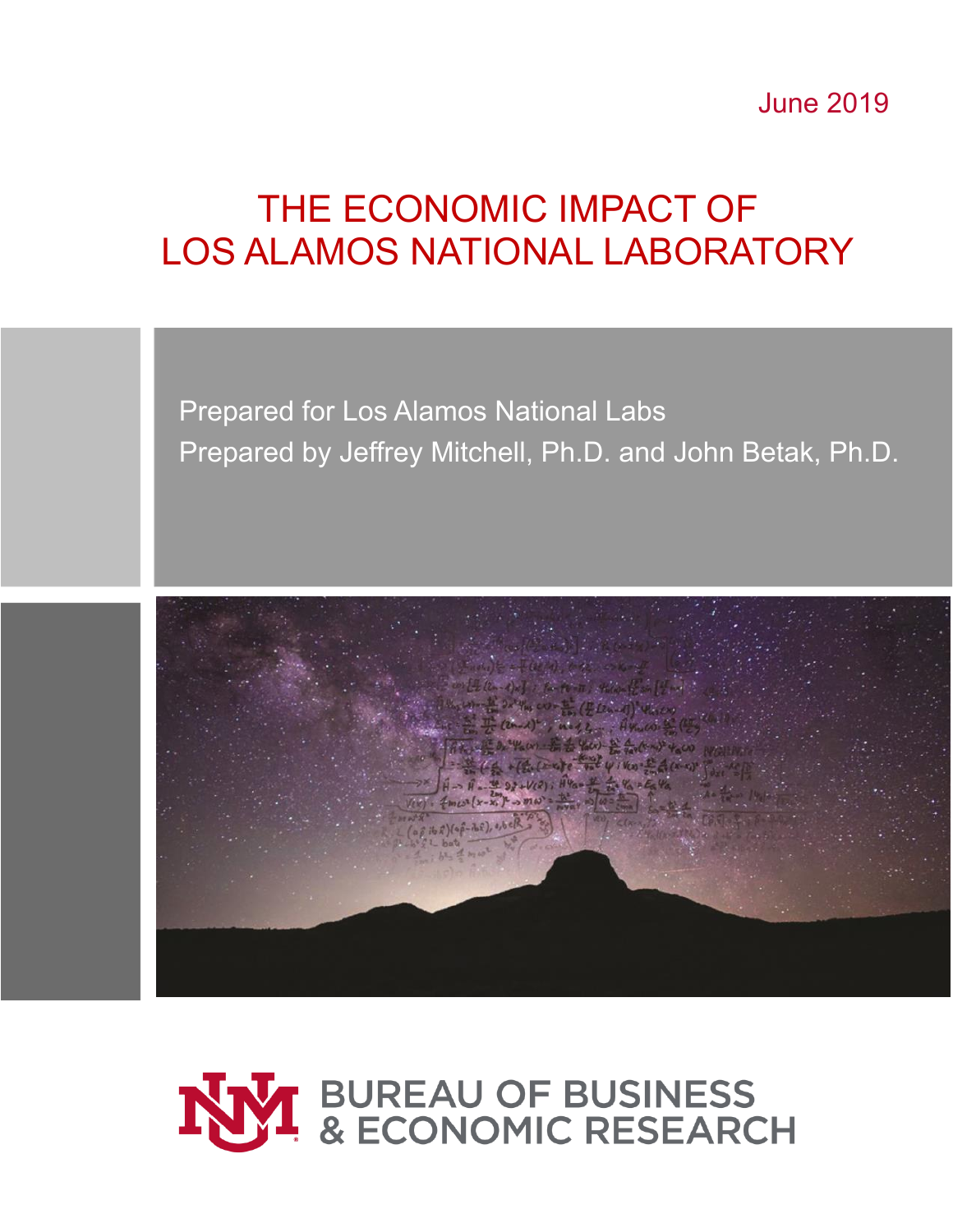June 2019

# THE ECONOMIC IMPACT OF LOS ALAMOS NATIONAL LABORATORY

Prepared for Los Alamos National Labs

Prepared by Jeffrey Mitchell, Ph.D. and John Betak, Ph.D.

BUREAU OF BUSINESS & ECONOMIC RESEARCH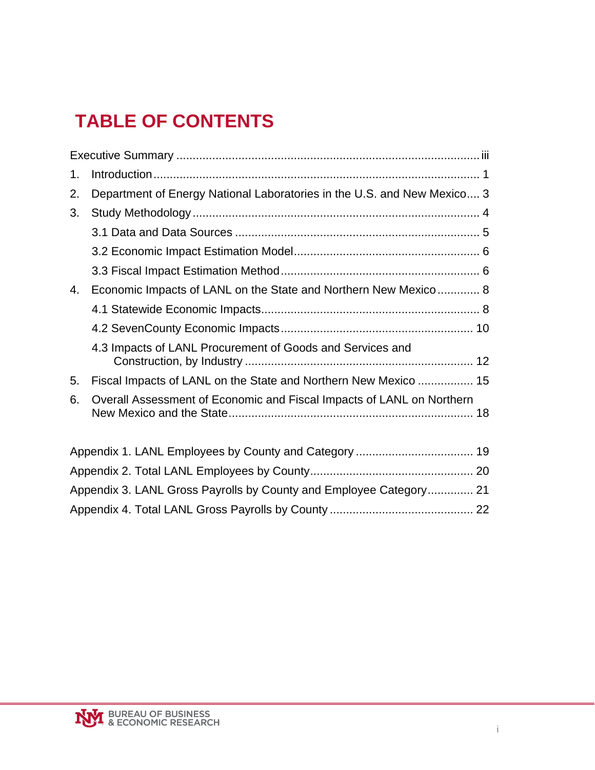# TABLE OF CONTENTS

Executive Summary ............................................................................................ iii

1. Introduction ................................................................................................... 1
2. Department of Energy National Laboratories in the U.S. and New Mexico .... 3
3. Study Methodology ........................................................................................ 4
   - 3.1 Data and Data Sources ........................................................................... 5
   - 3.2 Economic Impact Estimation Model ......................................................... 6
   - 3.3 Fiscal Impact Estimation Method ............................................................. 6
4. Economic Impacts of LANL on the State and Northern New Mexico ............. 8
   - 4.1 Statewide Economic Impacts ................................................................... 8
   - 4.2 SevenCounty Economic Impacts ........................................................... 10
   - 4.3 Impacts of LANL Procurement of Goods and Services and Construction, by Industry ...................................................................... 12
5. Fiscal Impacts of LANL on the State and Northern New Mexico ................. 15
6. Overall Assessment of Economic and Fiscal Impacts of LANL on Northern New Mexico and the State ........................................................................... 18

Appendix 1. LANL Employees by County and Category ................................... 19

Appendix 2. Total LANL Employees by County ................................................. 20

Appendix 3. LANL Gross Payrolls by County and Employee Category ............. 21

Appendix 4. Total LANL Gross Payrolls by County ........................................... 22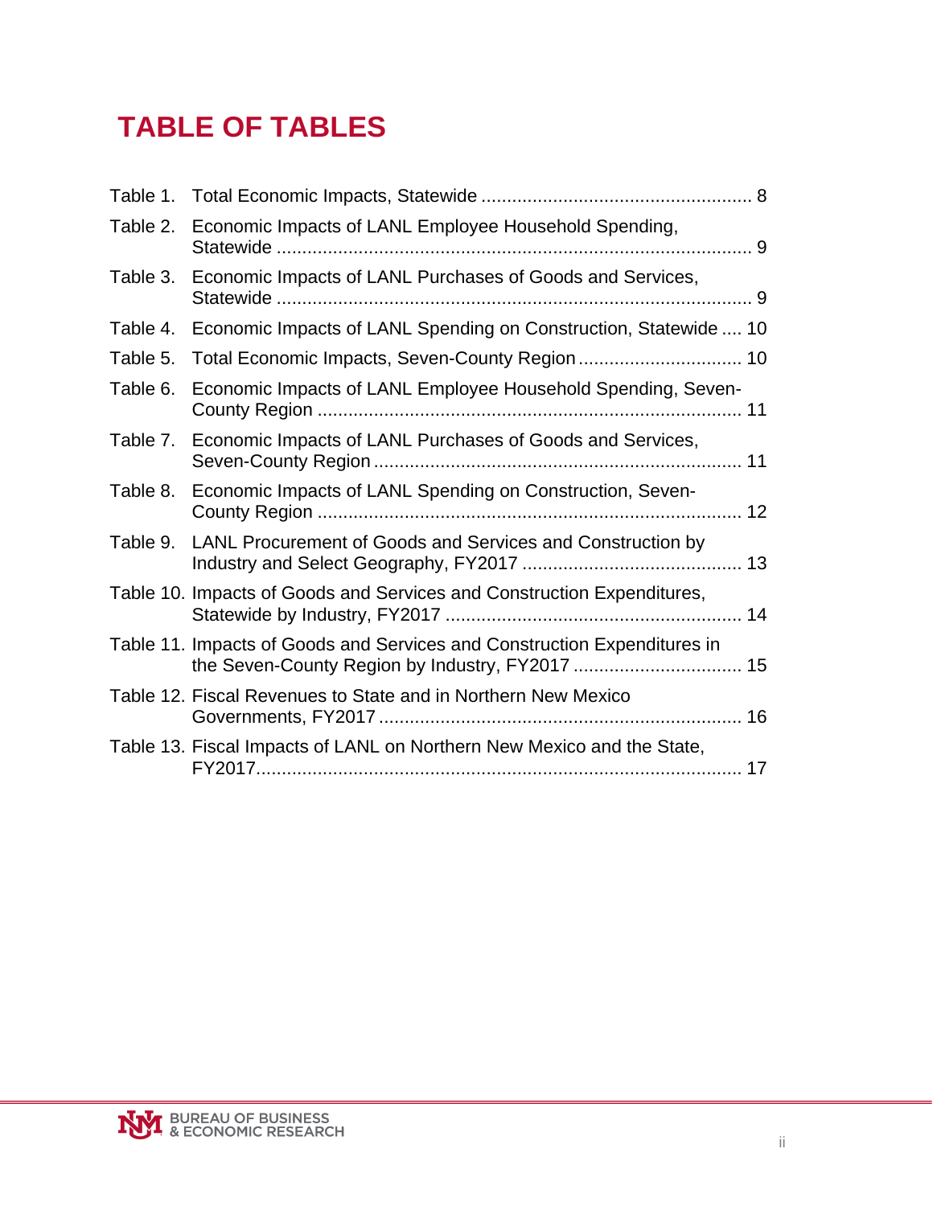# TABLE OF TABLES

Table 1. Total Economic Impacts, Statewide ..................................................... 8

Table 2. Economic Impacts of LANL Employee Household Spending, Statewide ............................................................................................. 9

Table 3. Economic Impacts of LANL Purchases of Goods and Services, Statewide ............................................................................................. 9

Table 4. Economic Impacts of LANL Spending on Construction, Statewide .... 10

Table 5. Total Economic Impacts, Seven-County Region ................................ 10

Table 6. Economic Impacts of LANL Employee Household Spending, Seven-County Region .................................................................................. 11

Table 7. Economic Impacts of LANL Purchases of Goods and Services, Seven-County Region ....................................................................... 11

Table 8. Economic Impacts of LANL Spending on Construction, Seven-County Region .................................................................................. 12

Table 9. LANL Procurement of Goods and Services and Construction by Industry and Select Geography, FY2017 ........................................... 13

Table 10. Impacts of Goods and Services and Construction Expenditures, Statewide by Industry, FY2017 .......................................................... 14

Table 11. Impacts of Goods and Services and Construction Expenditures in the Seven-County Region by Industry, FY2017 ................................. 15

Table 12. Fiscal Revenues to State and in Northern New Mexico Governments, FY2017 ...................................................................... 16

Table 13. Fiscal Impacts of LANL on Northern New Mexico and the State, FY2017.............................................................................................. 17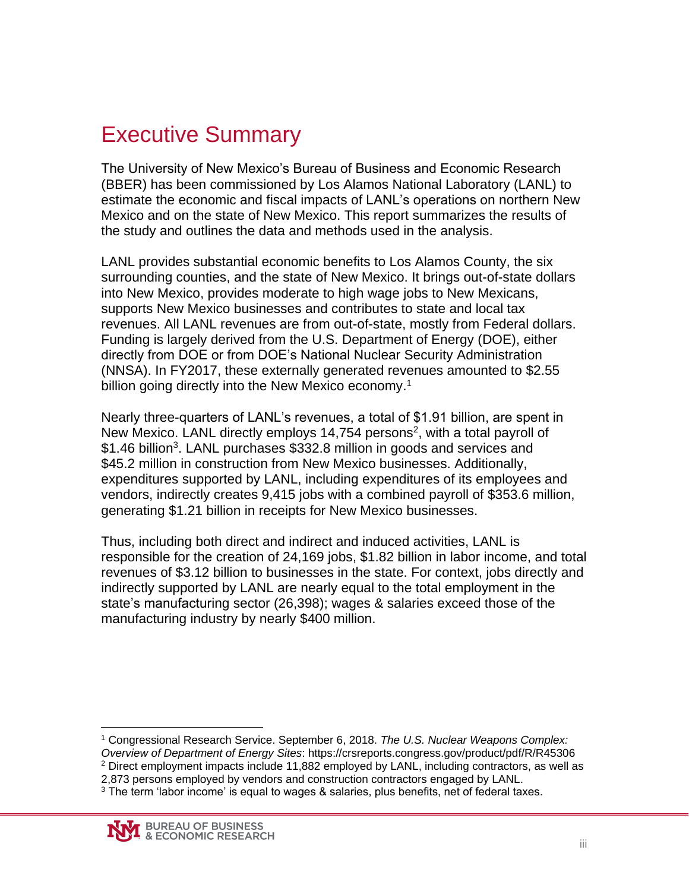# Executive Summary

The University of New Mexico's Bureau of Business and Economic Research (BBER) has been commissioned by Los Alamos National Laboratory (LANL) to estimate the economic and fiscal impacts of LANL's operations on northern New Mexico and on the state of New Mexico. This report summarizes the results of the study and outlines the data and methods used in the analysis.

LANL provides substantial economic benefits to Los Alamos County, the six surrounding counties, and the state of New Mexico. It brings out-of-state dollars into New Mexico, provides moderate to high wage jobs to New Mexicans, supports New Mexico businesses and contributes to state and local tax revenues. All LANL revenues are from out-of-state, mostly from Federal dollars. Funding is largely derived from the U.S. Department of Energy (DOE), either directly from DOE or from DOE's National Nuclear Security Administration (NNSA). In FY2017, these externally generated revenues amounted to $2.55 billion going directly into the New Mexico economy.[1]

Nearly three-quarters of LANL's revenues, a total of $1.91 billion, are spent in New Mexico. LANL directly employs 14,754 persons[2], with a total payroll of $1.46 billion[3]. LANL purchases $332.8 million in goods and services and $45.2 million in construction from New Mexico businesses. Additionally, expenditures supported by LANL, including expenditures of its employees and vendors, indirectly creates 9,415 jobs with a combined payroll of $353.6 million, generating $1.21 billion in receipts for New Mexico businesses.

Thus, including both direct and indirect and induced activities, LANL is responsible for the creation of 24,169 jobs, $1.82 billion in labor income, and total revenues of $3.12 billion to businesses in the state. For context, jobs directly and indirectly supported by LANL are nearly equal to the total employment in the state's manufacturing sector (26,398); wages & salaries exceed those of the manufacturing industry by nearly $400 million.

---

[1] Congressional Research Service. September 6, 2018. *The U.S. Nuclear Weapons Complex: Overview of Department of Energy Sites*: https://crsreports.congress.gov/product/pdf/R/R45306

[2] Direct employment impacts include 11,882 employed by LANL, including contractors, as well as 2,873 persons employed by vendors and construction contractors engaged by LANL.

[3] The term 'labor income' is equal to wages & salaries, plus benefits, net of federal taxes.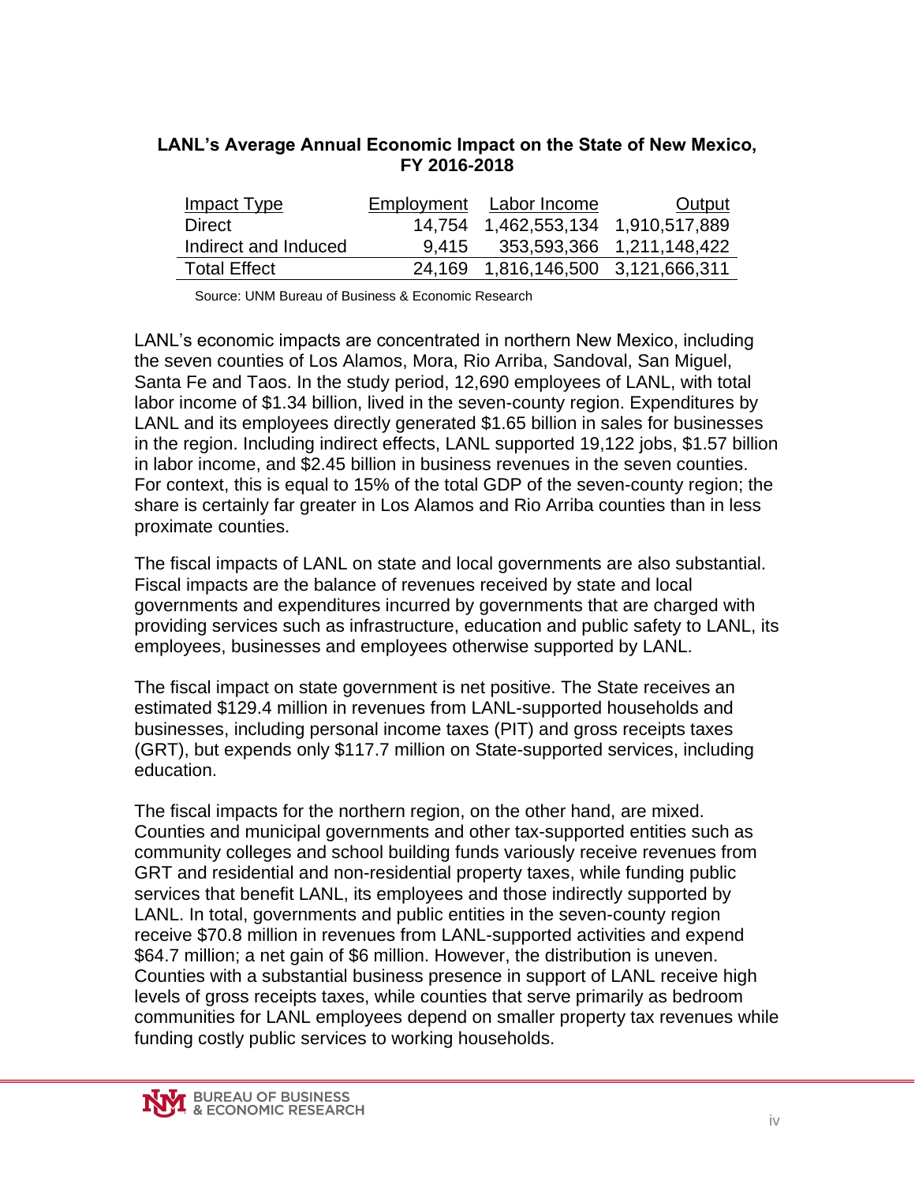**LANL's Average Annual Economic Impact on the State of New Mexico, FY 2016-2018**

| Impact Type | Employment | Labor Income | Output |
|---|---|---|---|
| Direct | 14,754 | 1,462,553,134 | 1,910,517,889 |
| Indirect and Induced | 9,415 | 353,593,366 | 1,211,148,422 |
| Total Effect | 24,169 | 1,816,146,500 | 3,121,666,311 |

Source: UNM Bureau of Business & Economic Research

LANL's economic impacts are concentrated in northern New Mexico, including the seven counties of Los Alamos, Mora, Rio Arriba, Sandoval, San Miguel, Santa Fe and Taos. In the study period, 12,690 employees of LANL, with total labor income of $1.34 billion, lived in the seven-county region. Expenditures by LANL and its employees directly generated $1.65 billion in sales for businesses in the region. Including indirect effects, LANL supported 19,122 jobs, $1.57 billion in labor income, and $2.45 billion in business revenues in the seven counties. For context, this is equal to 15% of the total GDP of the seven-county region; the share is certainly far greater in Los Alamos and Rio Arriba counties than in less proximate counties.

The fiscal impacts of LANL on state and local governments are also substantial. Fiscal impacts are the balance of revenues received by state and local governments and expenditures incurred by governments that are charged with providing services such as infrastructure, education and public safety to LANL, its employees, businesses and employees otherwise supported by LANL.

The fiscal impact on state government is net positive. The State receives an estimated $129.4 million in revenues from LANL-supported households and businesses, including personal income taxes (PIT) and gross receipts taxes (GRT), but expends only $117.7 million on State-supported services, including education.

The fiscal impacts for the northern region, on the other hand, are mixed. Counties and municipal governments and other tax-supported entities such as community colleges and school building funds variously receive revenues from GRT and residential and non-residential property taxes, while funding public services that benefit LANL, its employees and those indirectly supported by LANL. In total, governments and public entities in the seven-county region receive $70.8 million in revenues from LANL-supported activities and expend $64.7 million; a net gain of $6 million. However, the distribution is uneven. Counties with a substantial business presence in support of LANL receive high levels of gross receipts taxes, while counties that serve primarily as bedroom communities for LANL employees depend on smaller property tax revenues while funding costly public services to working households.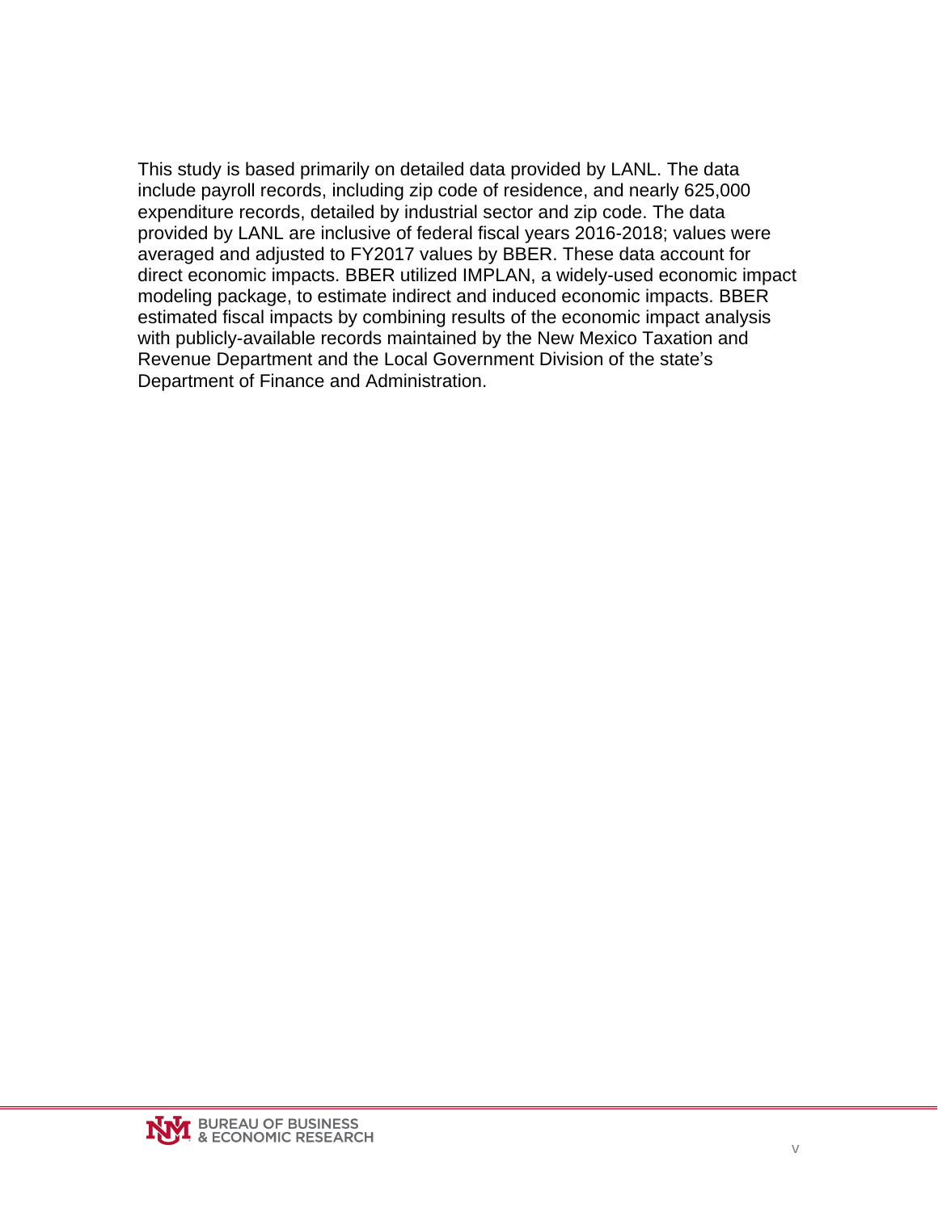This study is based primarily on detailed data provided by LANL. The data include payroll records, including zip code of residence, and nearly 625,000 expenditure records, detailed by industrial sector and zip code. The data provided by LANL are inclusive of federal fiscal years 2016-2018; values were averaged and adjusted to FY2017 values by BBER. These data account for direct economic impacts. BBER utilized IMPLAN, a widely-used economic impact modeling package, to estimate indirect and induced economic impacts. BBER estimated fiscal impacts by combining results of the economic impact analysis with publicly-available records maintained by the New Mexico Taxation and Revenue Department and the Local Government Division of the state's Department of Finance and Administration.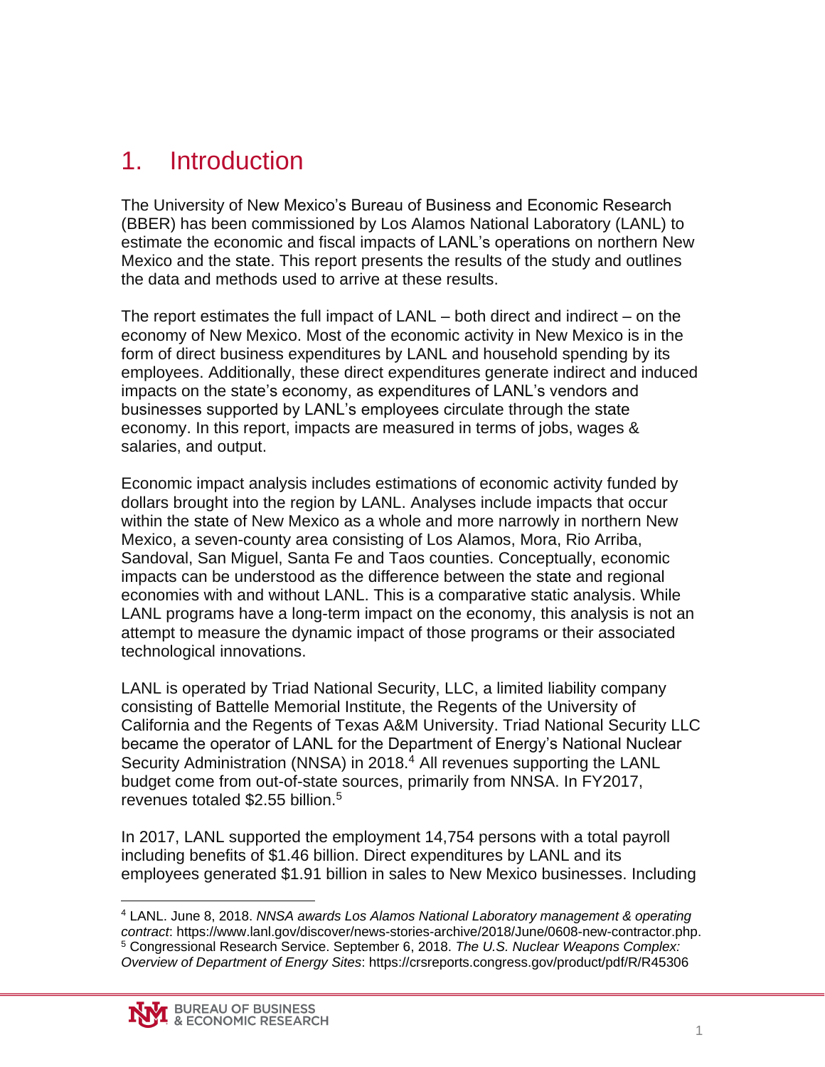# 1. Introduction

The University of New Mexico's Bureau of Business and Economic Research (BBER) has been commissioned by Los Alamos National Laboratory (LANL) to estimate the economic and fiscal impacts of LANL's operations on northern New Mexico and the state. This report presents the results of the study and outlines the data and methods used to arrive at these results.

The report estimates the full impact of LANL – both direct and indirect – on the economy of New Mexico. Most of the economic activity in New Mexico is in the form of direct business expenditures by LANL and household spending by its employees. Additionally, these direct expenditures generate indirect and induced impacts on the state's economy, as expenditures of LANL's vendors and businesses supported by LANL's employees circulate through the state economy. In this report, impacts are measured in terms of jobs, wages & salaries, and output.

Economic impact analysis includes estimations of economic activity funded by dollars brought into the region by LANL. Analyses include impacts that occur within the state of New Mexico as a whole and more narrowly in northern New Mexico, a seven-county area consisting of Los Alamos, Mora, Rio Arriba, Sandoval, San Miguel, Santa Fe and Taos counties. Conceptually, economic impacts can be understood as the difference between the state and regional economies with and without LANL. This is a comparative static analysis. While LANL programs have a long-term impact on the economy, this analysis is not an attempt to measure the dynamic impact of those programs or their associated technological innovations.

LANL is operated by Triad National Security, LLC, a limited liability company consisting of Battelle Memorial Institute, the Regents of the University of California and the Regents of Texas A&M University. Triad National Security LLC became the operator of LANL for the Department of Energy's National Nuclear Security Administration (NNSA) in 2018.[4] All revenues supporting the LANL budget come from out-of-state sources, primarily from NNSA. In FY2017, revenues totaled $2.55 billion.[5]

In 2017, LANL supported the employment 14,754 persons with a total payroll including benefits of $1.46 billion. Direct expenditures by LANL and its employees generated $1.91 billion in sales to New Mexico businesses. Including

[4] LANL. June 8, 2018. *NNSA awards Los Alamos National Laboratory management & operating contract*: https://www.lanl.gov/discover/news-stories-archive/2018/June/0608-new-contractor.php.
[5] Congressional Research Service. September 6, 2018. *The U.S. Nuclear Weapons Complex: Overview of Department of Energy Sites*: https://crsreports.congress.gov/product/pdf/R/R45306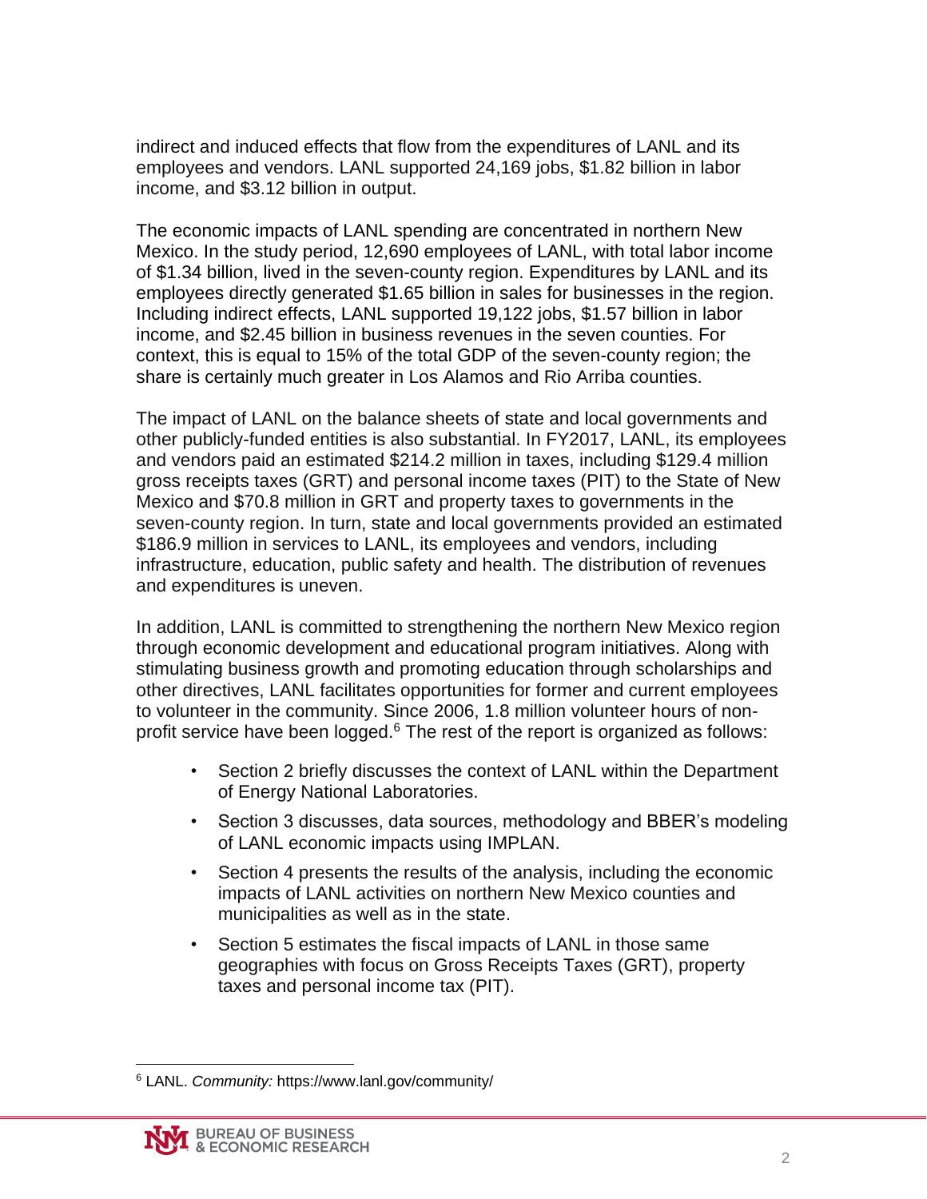indirect and induced effects that flow from the expenditures of LANL and its employees and vendors. LANL supported 24,169 jobs, $1.82 billion in labor income, and $3.12 billion in output.

The economic impacts of LANL spending are concentrated in northern New Mexico. In the study period, 12,690 employees of LANL, with total labor income of $1.34 billion, lived in the seven-county region. Expenditures by LANL and its employees directly generated $1.65 billion in sales for businesses in the region. Including indirect effects, LANL supported 19,122 jobs, $1.57 billion in labor income, and $2.45 billion in business revenues in the seven counties. For context, this is equal to 15% of the total GDP of the seven-county region; the share is certainly much greater in Los Alamos and Rio Arriba counties.

The impact of LANL on the balance sheets of state and local governments and other publicly-funded entities is also substantial. In FY2017, LANL, its employees and vendors paid an estimated $214.2 million in taxes, including $129.4 million gross receipts taxes (GRT) and personal income taxes (PIT) to the State of New Mexico and $70.8 million in GRT and property taxes to governments in the seven-county region. In turn, state and local governments provided an estimated $186.9 million in services to LANL, its employees and vendors, including infrastructure, education, public safety and health. The distribution of revenues and expenditures is uneven.

In addition, LANL is committed to strengthening the northern New Mexico region through economic development and educational program initiatives. Along with stimulating business growth and promoting education through scholarships and other directives, LANL facilitates opportunities for former and current employees to volunteer in the community. Since 2006, 1.8 million volunteer hours of non-profit service have been logged.[6] The rest of the report is organized as follows:

- Section 2 briefly discusses the context of LANL within the Department of Energy National Laboratories.
- Section 3 discusses, data sources, methodology and BBER's modeling of LANL economic impacts using IMPLAN.
- Section 4 presents the results of the analysis, including the economic impacts of LANL activities on northern New Mexico counties and municipalities as well as in the state.
- Section 5 estimates the fiscal impacts of LANL in those same geographies with focus on Gross Receipts Taxes (GRT), property taxes and personal income tax (PIT).

---

[6] LANL. *Community:* https://www.lanl.gov/community/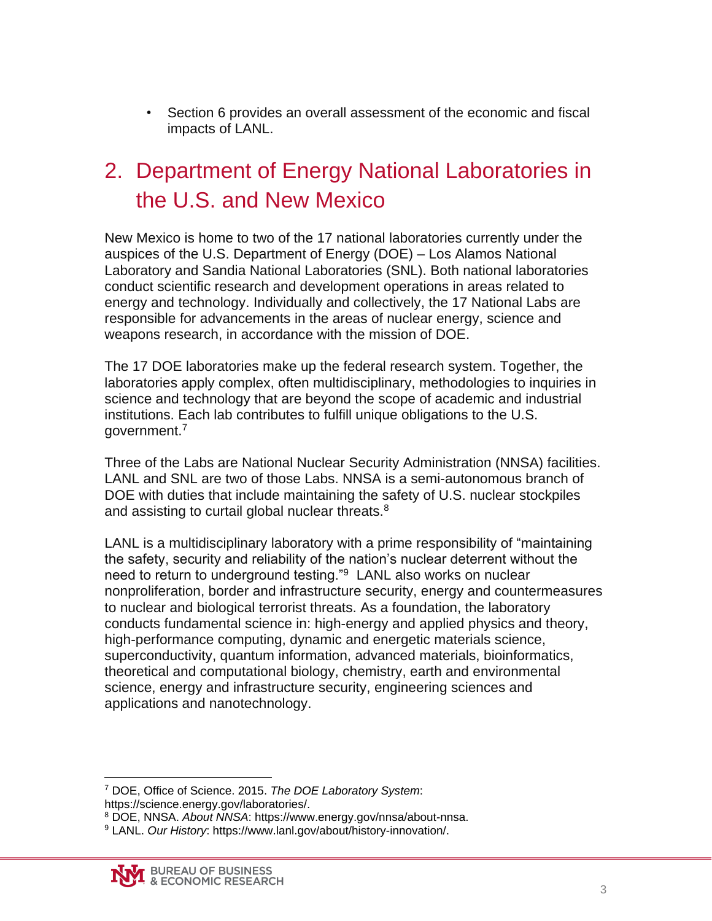- Section 6 provides an overall assessment of the economic and fiscal impacts of LANL.

## 2. Department of Energy National Laboratories in the U.S. and New Mexico

New Mexico is home to two of the 17 national laboratories currently under the auspices of the U.S. Department of Energy (DOE) – Los Alamos National Laboratory and Sandia National Laboratories (SNL). Both national laboratories conduct scientific research and development operations in areas related to energy and technology. Individually and collectively, the 17 National Labs are responsible for advancements in the areas of nuclear energy, science and weapons research, in accordance with the mission of DOE.

The 17 DOE laboratories make up the federal research system. Together, the laboratories apply complex, often multidisciplinary, methodologies to inquiries in science and technology that are beyond the scope of academic and industrial institutions. Each lab contributes to fulfill unique obligations to the U.S. government.[7]

Three of the Labs are National Nuclear Security Administration (NNSA) facilities. LANL and SNL are two of those Labs. NNSA is a semi-autonomous branch of DOE with duties that include maintaining the safety of U.S. nuclear stockpiles and assisting to curtail global nuclear threats.[8]

LANL is a multidisciplinary laboratory with a prime responsibility of "maintaining the safety, security and reliability of the nation's nuclear deterrent without the need to return to underground testing."[9] LANL also works on nuclear nonproliferation, border and infrastructure security, energy and countermeasures to nuclear and biological terrorist threats. As a foundation, the laboratory conducts fundamental science in: high-energy and applied physics and theory, high-performance computing, dynamic and energetic materials science, superconductivity, quantum information, advanced materials, bioinformatics, theoretical and computational biology, chemistry, earth and environmental science, energy and infrastructure security, engineering sciences and applications and nanotechnology.

---

[7] DOE, Office of Science. 2015. *The DOE Laboratory System*: https://science.energy.gov/laboratories/.

[8] DOE, NNSA. *About NNSA*: https://www.energy.gov/nnsa/about-nnsa.

[9] LANL. *Our History*: https://www.lanl.gov/about/history-innovation/.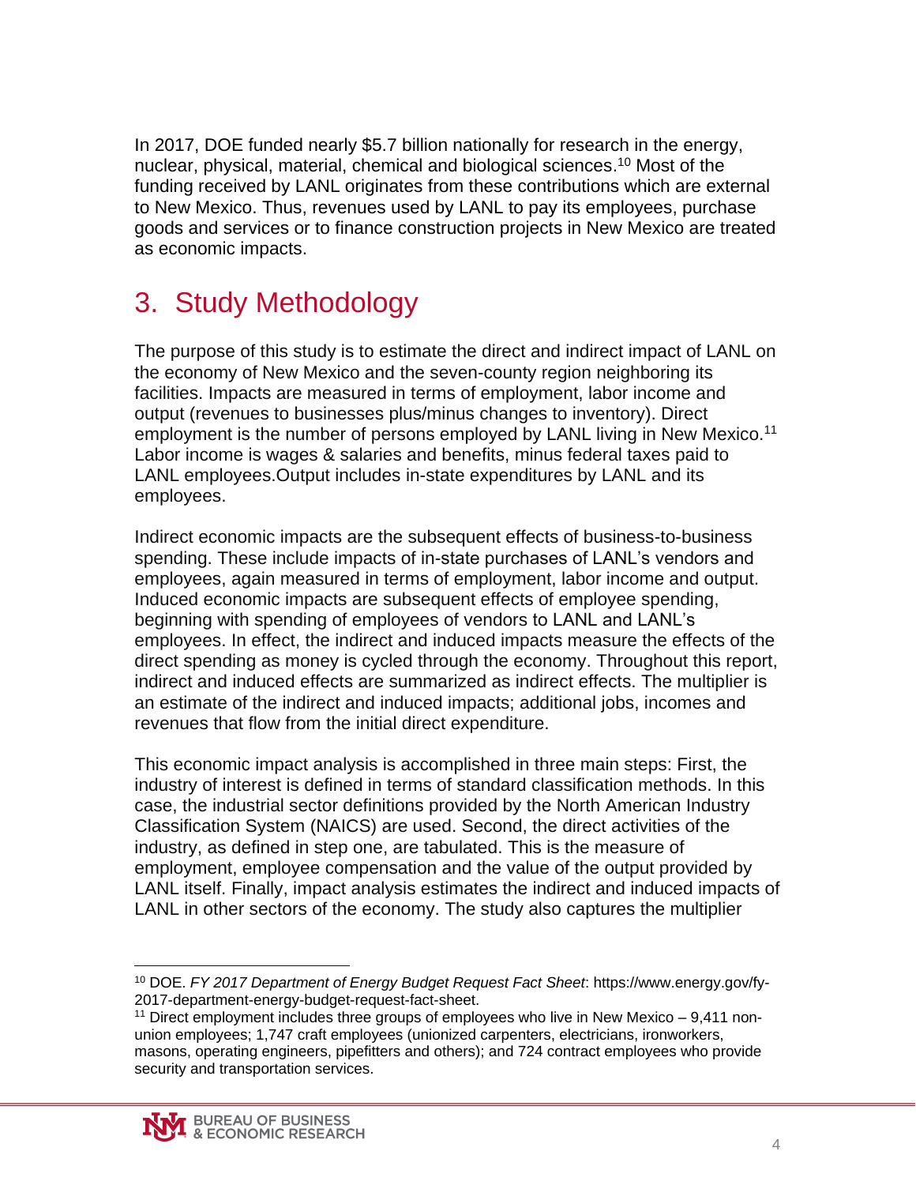In 2017, DOE funded nearly $5.7 billion nationally for research in the energy, nuclear, physical, material, chemical and biological sciences.[10] Most of the funding received by LANL originates from these contributions which are external to New Mexico. Thus, revenues used by LANL to pay its employees, purchase goods and services or to finance construction projects in New Mexico are treated as economic impacts.

# 3. Study Methodology

The purpose of this study is to estimate the direct and indirect impact of LANL on the economy of New Mexico and the seven-county region neighboring its facilities. Impacts are measured in terms of employment, labor income and output (revenues to businesses plus/minus changes to inventory). Direct employment is the number of persons employed by LANL living in New Mexico.[11] Labor income is wages & salaries and benefits, minus federal taxes paid to LANL employees.Output includes in-state expenditures by LANL and its employees.

Indirect economic impacts are the subsequent effects of business-to-business spending. These include impacts of in-state purchases of LANL's vendors and employees, again measured in terms of employment, labor income and output. Induced economic impacts are subsequent effects of employee spending, beginning with spending of employees of vendors to LANL and LANL's employees. In effect, the indirect and induced impacts measure the effects of the direct spending as money is cycled through the economy. Throughout this report, indirect and induced effects are summarized as indirect effects. The multiplier is an estimate of the indirect and induced impacts; additional jobs, incomes and revenues that flow from the initial direct expenditure.

This economic impact analysis is accomplished in three main steps: First, the industry of interest is defined in terms of standard classification methods. In this case, the industrial sector definitions provided by the North American Industry Classification System (NAICS) are used. Second, the direct activities of the industry, as defined in step one, are tabulated. This is the measure of employment, employee compensation and the value of the output provided by LANL itself. Finally, impact analysis estimates the indirect and induced impacts of LANL in other sectors of the economy. The study also captures the multiplier

---

[10] DOE. *FY 2017 Department of Energy Budget Request Fact Sheet*: https://www.energy.gov/fy-2017-department-energy-budget-request-fact-sheet.

[11] Direct employment includes three groups of employees who live in New Mexico – 9,411 non-union employees; 1,747 craft employees (unionized carpenters, electricians, ironworkers, masons, operating engineers, pipefitters and others); and 724 contract employees who provide security and transportation services.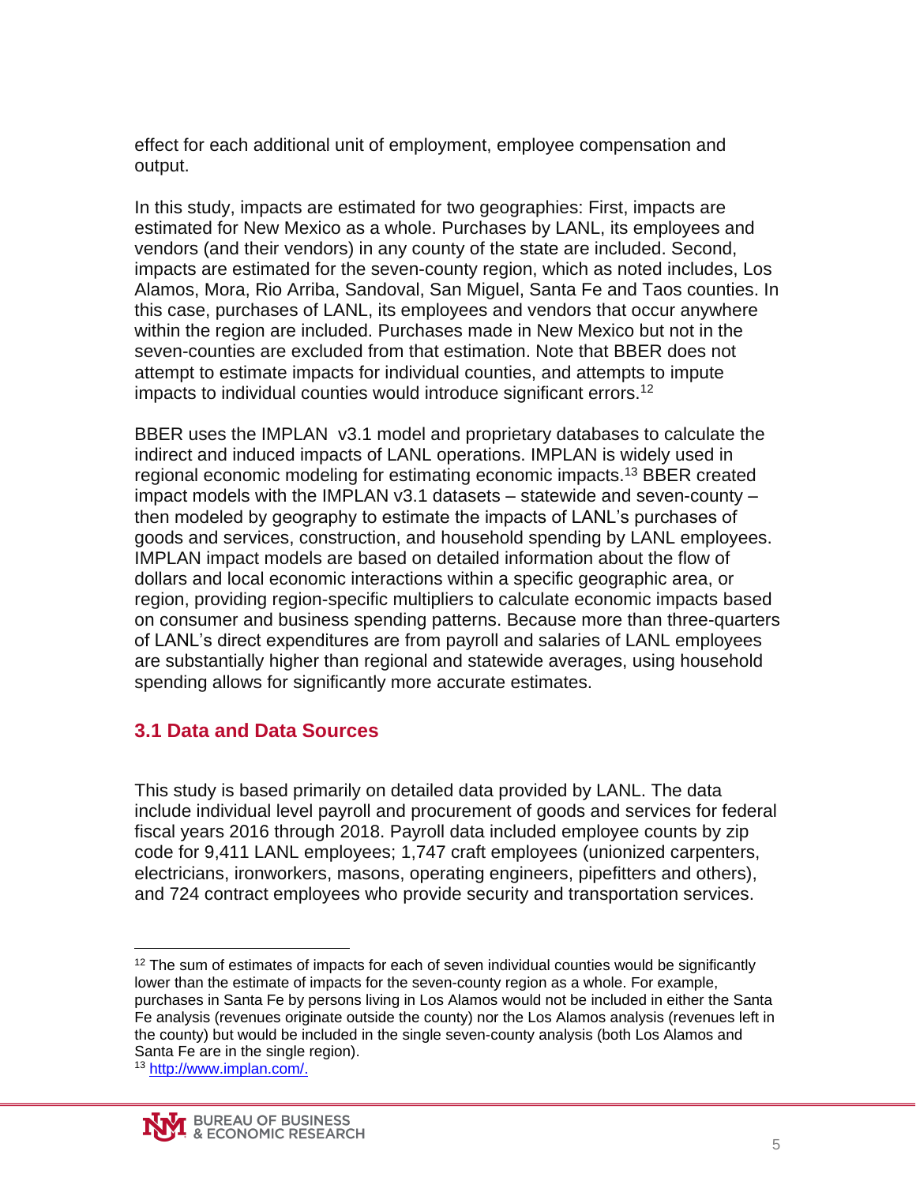effect for each additional unit of employment, employee compensation and output.

In this study, impacts are estimated for two geographies: First, impacts are estimated for New Mexico as a whole. Purchases by LANL, its employees and vendors (and their vendors) in any county of the state are included. Second, impacts are estimated for the seven-county region, which as noted includes, Los Alamos, Mora, Rio Arriba, Sandoval, San Miguel, Santa Fe and Taos counties. In this case, purchases of LANL, its employees and vendors that occur anywhere within the region are included. Purchases made in New Mexico but not in the seven-counties are excluded from that estimation. Note that BBER does not attempt to estimate impacts for individual counties, and attempts to impute impacts to individual counties would introduce significant errors.[12]

BBER uses the IMPLAN v3.1 model and proprietary databases to calculate the indirect and induced impacts of LANL operations. IMPLAN is widely used in regional economic modeling for estimating economic impacts.[13] BBER created impact models with the IMPLAN v3.1 datasets – statewide and seven-county – then modeled by geography to estimate the impacts of LANL's purchases of goods and services, construction, and household spending by LANL employees. IMPLAN impact models are based on detailed information about the flow of dollars and local economic interactions within a specific geographic area, or region, providing region-specific multipliers to calculate economic impacts based on consumer and business spending patterns. Because more than three-quarters of LANL's direct expenditures are from payroll and salaries of LANL employees are substantially higher than regional and statewide averages, using household spending allows for significantly more accurate estimates.

## 3.1 Data and Data Sources

This study is based primarily on detailed data provided by LANL. The data include individual level payroll and procurement of goods and services for federal fiscal years 2016 through 2018. Payroll data included employee counts by zip code for 9,411 LANL employees; 1,747 craft employees (unionized carpenters, electricians, ironworkers, masons, operating engineers, pipefitters and others), and 724 contract employees who provide security and transportation services.

---

[12] The sum of estimates of impacts for each of seven individual counties would be significantly lower than the estimate of impacts for the seven-county region as a whole. For example, purchases in Santa Fe by persons living in Los Alamos would not be included in either the Santa Fe analysis (revenues originate outside the county) nor the Los Alamos analysis (revenues left in the county) but would be included in the single seven-county analysis (both Los Alamos and Santa Fe are in the single region).

[13] http://www.implan.com/.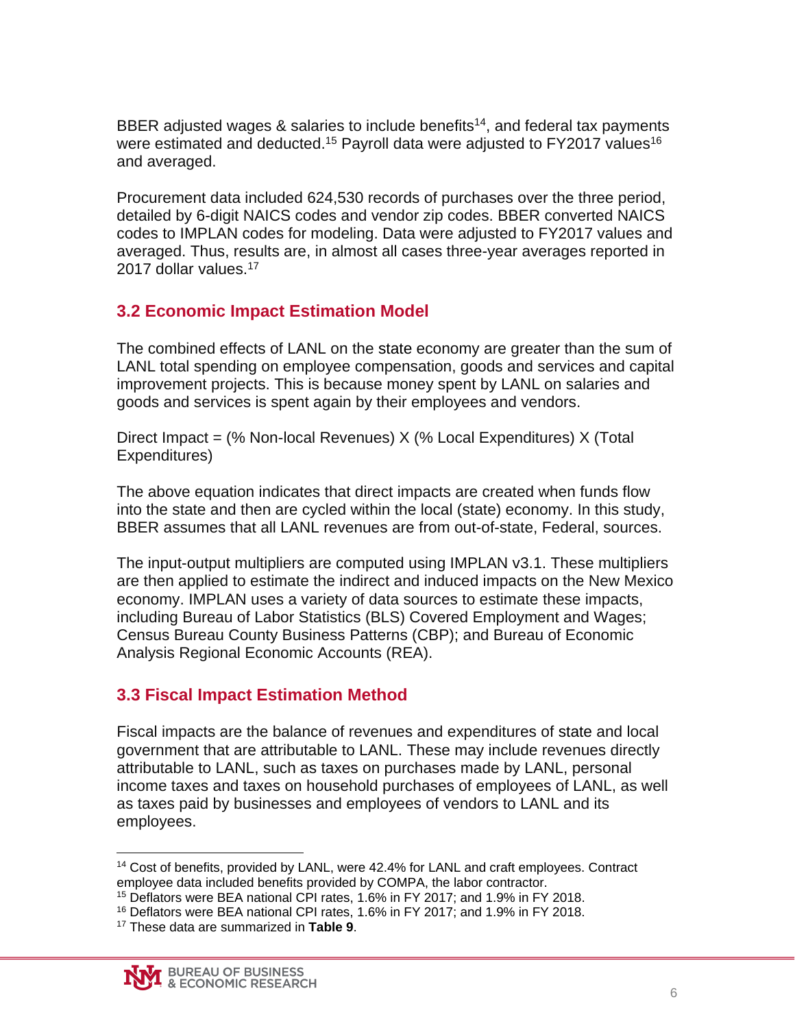BBER adjusted wages & salaries to include benefits[14], and federal tax payments were estimated and deducted.[15] Payroll data were adjusted to FY2017 values[16] and averaged.

Procurement data included 624,530 records of purchases over the three period, detailed by 6-digit NAICS codes and vendor zip codes. BBER converted NAICS codes to IMPLAN codes for modeling. Data were adjusted to FY2017 values and averaged. Thus, results are, in almost all cases three-year averages reported in 2017 dollar values.[17]

## 3.2 Economic Impact Estimation Model

The combined effects of LANL on the state economy are greater than the sum of LANL total spending on employee compensation, goods and services and capital improvement projects. This is because money spent by LANL on salaries and goods and services is spent again by their employees and vendors.

Direct Impact = (% Non-local Revenues) X (% Local Expenditures) X (Total Expenditures)

The above equation indicates that direct impacts are created when funds flow into the state and then are cycled within the local (state) economy. In this study, BBER assumes that all LANL revenues are from out-of-state, Federal, sources.

The input-output multipliers are computed using IMPLAN v3.1. These multipliers are then applied to estimate the indirect and induced impacts on the New Mexico economy. IMPLAN uses a variety of data sources to estimate these impacts, including Bureau of Labor Statistics (BLS) Covered Employment and Wages; Census Bureau County Business Patterns (CBP); and Bureau of Economic Analysis Regional Economic Accounts (REA).

## 3.3 Fiscal Impact Estimation Method

Fiscal impacts are the balance of revenues and expenditures of state and local government that are attributable to LANL. These may include revenues directly attributable to LANL, such as taxes on purchases made by LANL, personal income taxes and taxes on household purchases of employees of LANL, as well as taxes paid by businesses and employees of vendors to LANL and its employees.

---

[14] Cost of benefits, provided by LANL, were 42.4% for LANL and craft employees. Contract employee data included benefits provided by COMPA, the labor contractor.

[15] Deflators were BEA national CPI rates, 1.6% in FY 2017; and 1.9% in FY 2018.

[16] Deflators were BEA national CPI rates, 1.6% in FY 2017; and 1.9% in FY 2018.

[17] These data are summarized in **Table 9**.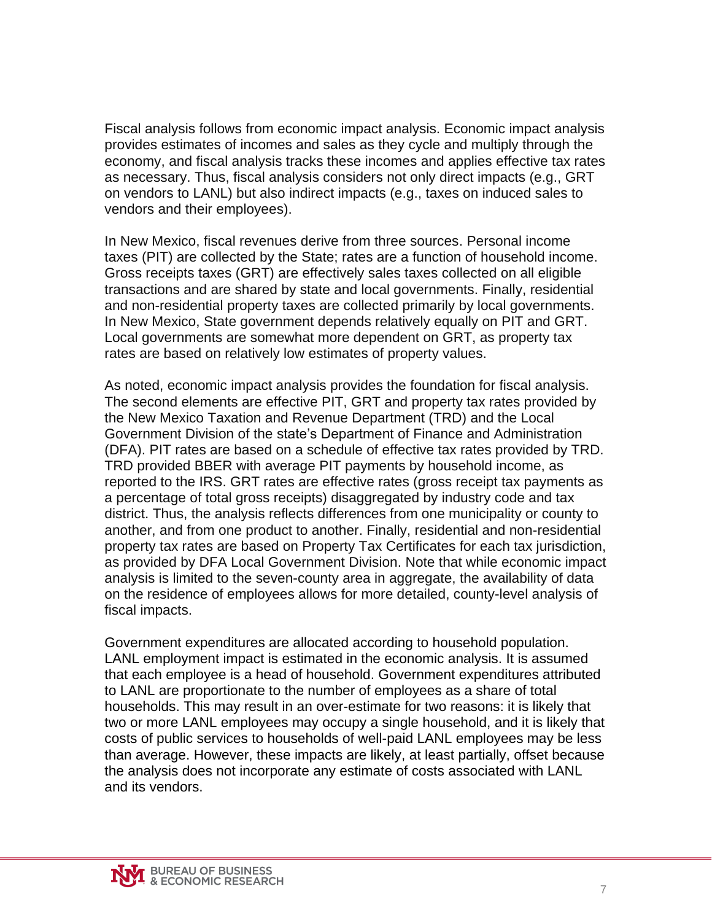Fiscal analysis follows from economic impact analysis. Economic impact analysis provides estimates of incomes and sales as they cycle and multiply through the economy, and fiscal analysis tracks these incomes and applies effective tax rates as necessary. Thus, fiscal analysis considers not only direct impacts (e.g., GRT on vendors to LANL) but also indirect impacts (e.g., taxes on induced sales to vendors and their employees).

In New Mexico, fiscal revenues derive from three sources. Personal income taxes (PIT) are collected by the State; rates are a function of household income. Gross receipts taxes (GRT) are effectively sales taxes collected on all eligible transactions and are shared by state and local governments. Finally, residential and non-residential property taxes are collected primarily by local governments. In New Mexico, State government depends relatively equally on PIT and GRT. Local governments are somewhat more dependent on GRT, as property tax rates are based on relatively low estimates of property values.

As noted, economic impact analysis provides the foundation for fiscal analysis. The second elements are effective PIT, GRT and property tax rates provided by the New Mexico Taxation and Revenue Department (TRD) and the Local Government Division of the state's Department of Finance and Administration (DFA). PIT rates are based on a schedule of effective tax rates provided by TRD. TRD provided BBER with average PIT payments by household income, as reported to the IRS. GRT rates are effective rates (gross receipt tax payments as a percentage of total gross receipts) disaggregated by industry code and tax district. Thus, the analysis reflects differences from one municipality or county to another, and from one product to another. Finally, residential and non-residential property tax rates are based on Property Tax Certificates for each tax jurisdiction, as provided by DFA Local Government Division. Note that while economic impact analysis is limited to the seven-county area in aggregate, the availability of data on the residence of employees allows for more detailed, county-level analysis of fiscal impacts.

Government expenditures are allocated according to household population. LANL employment impact is estimated in the economic analysis. It is assumed that each employee is a head of household. Government expenditures attributed to LANL are proportionate to the number of employees as a share of total households. This may result in an over-estimate for two reasons: it is likely that two or more LANL employees may occupy a single household, and it is likely that costs of public services to households of well-paid LANL employees may be less than average. However, these impacts are likely, at least partially, offset because the analysis does not incorporate any estimate of costs associated with LANL and its vendors.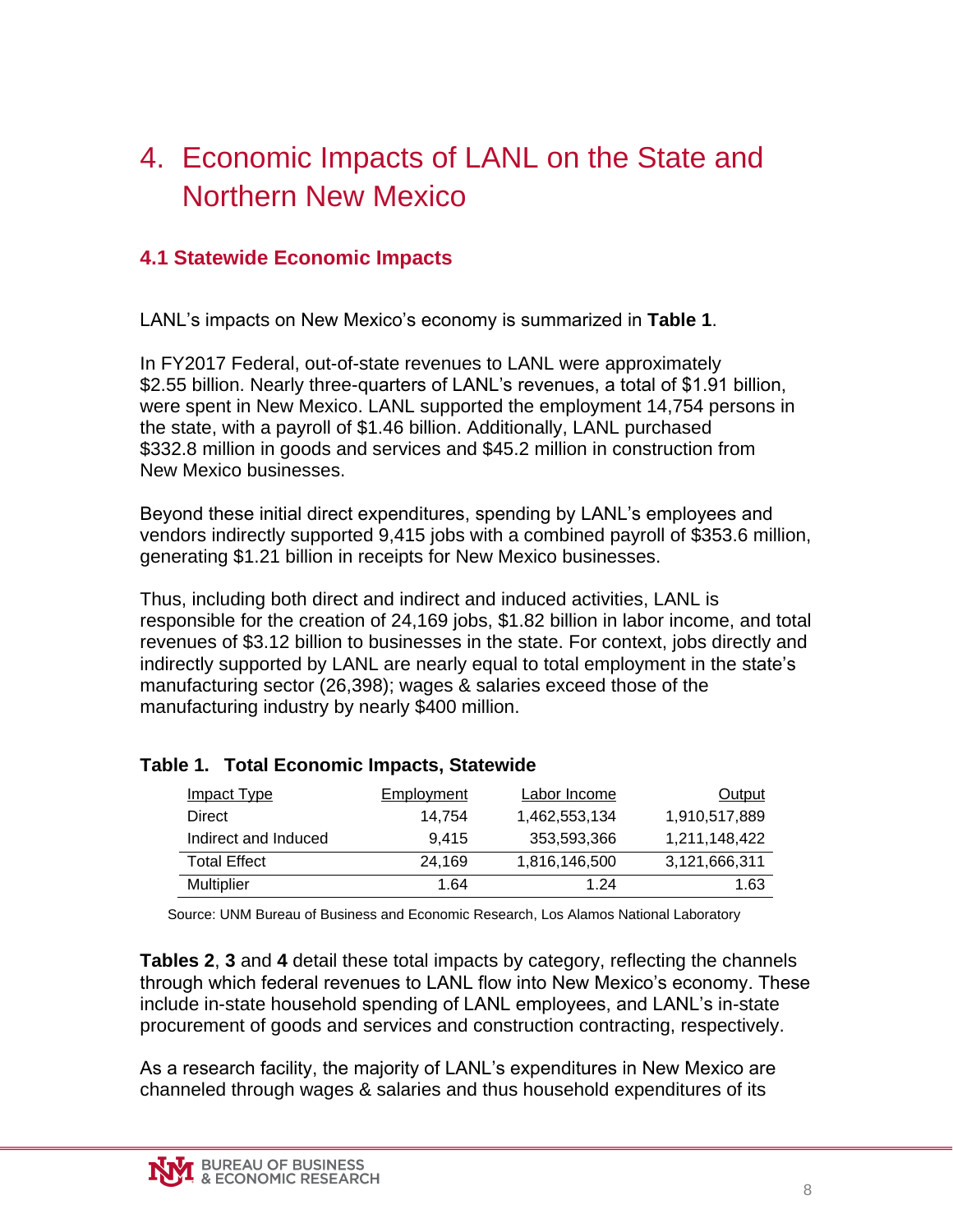# 4. Economic Impacts of LANL on the State and Northern New Mexico

### 4.1 Statewide Economic Impacts

LANL's impacts on New Mexico's economy is summarized in **Table 1**.

In FY2017 Federal, out-of-state revenues to LANL were approximately $2.55 billion. Nearly three-quarters of LANL's revenues, a total of $1.91 billion, were spent in New Mexico. LANL supported the employment 14,754 persons in the state, with a payroll of $1.46 billion. Additionally, LANL purchased $332.8 million in goods and services and $45.2 million in construction from New Mexico businesses.

Beyond these initial direct expenditures, spending by LANL's employees and vendors indirectly supported 9,415 jobs with a combined payroll of $353.6 million, generating $1.21 billion in receipts for New Mexico businesses.

Thus, including both direct and indirect and induced activities, LANL is responsible for the creation of 24,169 jobs, $1.82 billion in labor income, and total revenues of $3.12 billion to businesses in the state. For context, jobs directly and indirectly supported by LANL are nearly equal to total employment in the state's manufacturing sector (26,398); wages & salaries exceed those of the manufacturing industry by nearly $400 million.

**Table 1. Total Economic Impacts, Statewide**

| Impact Type | Employment | Labor Income | Output |
|---|---:|---:|---:|
| Direct | 14,754 | 1,462,553,134 | 1,910,517,889 |
| Indirect and Induced | 9,415 | 353,593,366 | 1,211,148,422 |
| Total Effect | 24,169 | 1,816,146,500 | 3,121,666,311 |
| Multiplier | 1.64 | 1.24 | 1.63 |

Source: UNM Bureau of Business and Economic Research, Los Alamos National Laboratory

**Tables 2**, **3** and **4** detail these total impacts by category, reflecting the channels through which federal revenues to LANL flow into New Mexico's economy. These include in-state household spending of LANL employees, and LANL's in-state procurement of goods and services and construction contracting, respectively.

As a research facility, the majority of LANL's expenditures in New Mexico are channeled through wages & salaries and thus household expenditures of its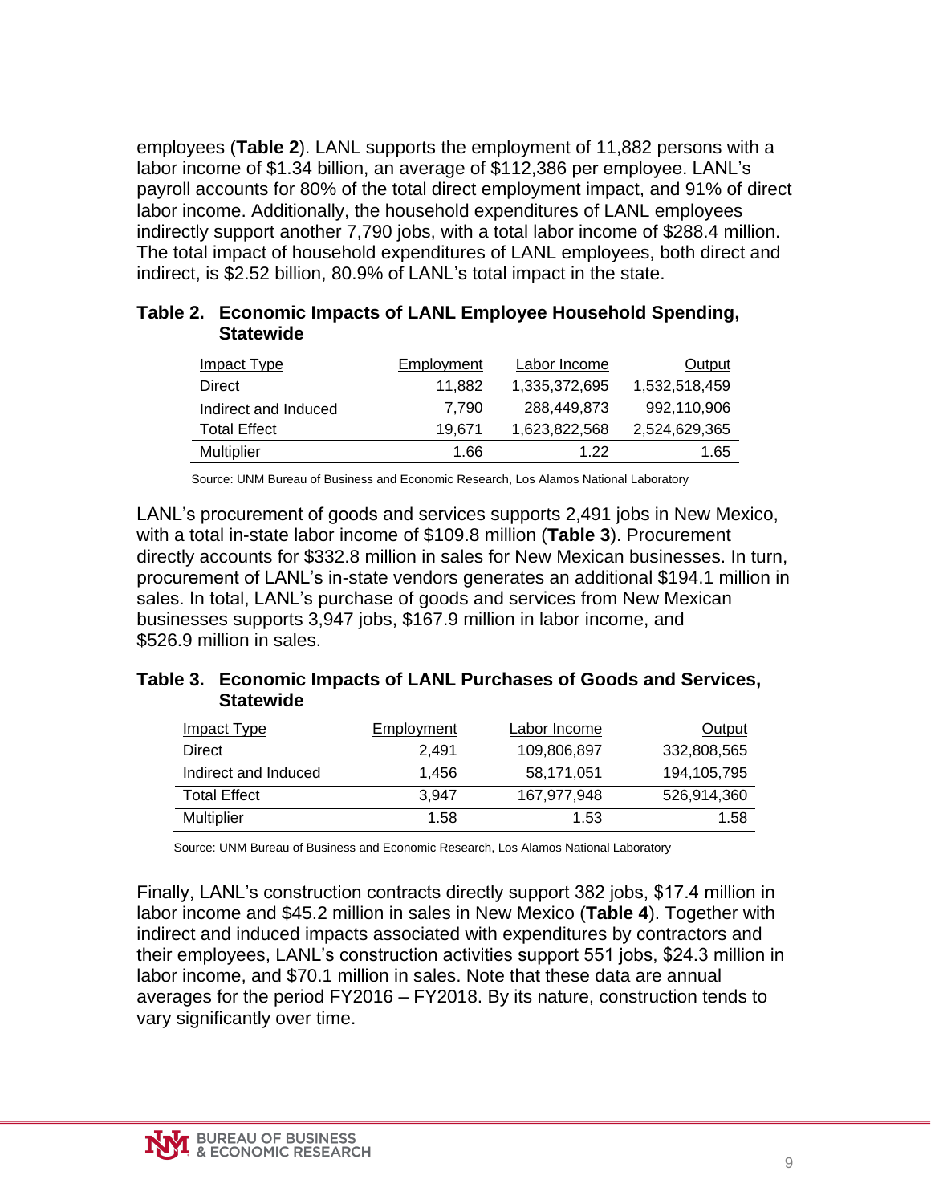employees (**Table 2**). LANL supports the employment of 11,882 persons with a labor income of $1.34 billion, an average of $112,386 per employee. LANL's payroll accounts for 80% of the total direct employment impact, and 91% of direct labor income. Additionally, the household expenditures of LANL employees indirectly support another 7,790 jobs, with a total labor income of $288.4 million. The total impact of household expenditures of LANL employees, both direct and indirect, is $2.52 billion, 80.9% of LANL's total impact in the state.

**Table 2. Economic Impacts of LANL Employee Household Spending, Statewide**

| Impact Type | Employment | Labor Income | Output |
|---|---|---|---|
| Direct | 11,882 | 1,335,372,695 | 1,532,518,459 |
| Indirect and Induced | 7,790 | 288,449,873 | 992,110,906 |
| Total Effect | 19,671 | 1,623,822,568 | 2,524,629,365 |
| Multiplier | 1.66 | 1.22 | 1.65 |

Source: UNM Bureau of Business and Economic Research, Los Alamos National Laboratory

LANL's procurement of goods and services supports 2,491 jobs in New Mexico, with a total in-state labor income of $109.8 million (**Table 3**). Procurement directly accounts for $332.8 million in sales for New Mexican businesses. In turn, procurement of LANL's in-state vendors generates an additional $194.1 million in sales. In total, LANL's purchase of goods and services from New Mexican businesses supports 3,947 jobs, $167.9 million in labor income, and $526.9 million in sales.

**Table 3. Economic Impacts of LANL Purchases of Goods and Services, Statewide**

| Impact Type | Employment | Labor Income | Output |
|---|---|---|---|
| Direct | 2,491 | 109,806,897 | 332,808,565 |
| Indirect and Induced | 1,456 | 58,171,051 | 194,105,795 |
| Total Effect | 3,947 | 167,977,948 | 526,914,360 |
| Multiplier | 1.58 | 1.53 | 1.58 |

Source: UNM Bureau of Business and Economic Research, Los Alamos National Laboratory

Finally, LANL's construction contracts directly support 382 jobs, $17.4 million in labor income and $45.2 million in sales in New Mexico (**Table 4**). Together with indirect and induced impacts associated with expenditures by contractors and their employees, LANL's construction activities support 551 jobs, $24.3 million in labor income, and $70.1 million in sales. Note that these data are annual averages for the period FY2016 – FY2018. By its nature, construction tends to vary significantly over time.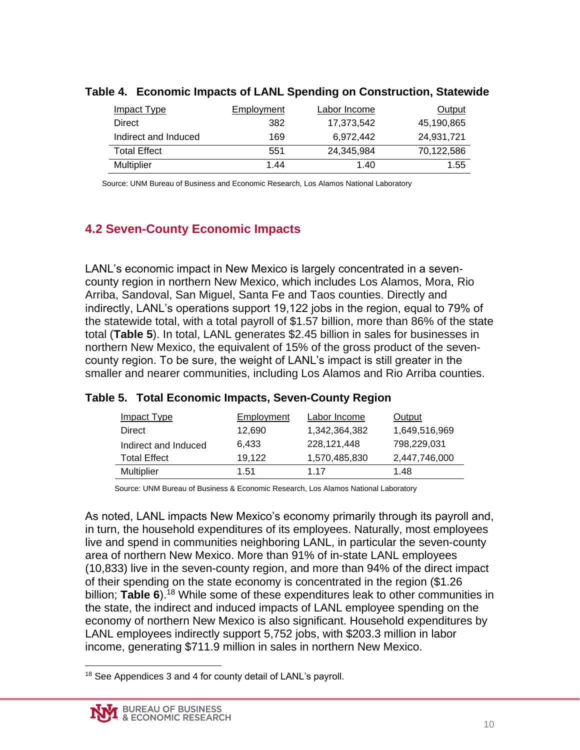**Table 4. Economic Impacts of LANL Spending on Construction, Statewide**

| Impact Type | Employment | Labor Income | Output |
|---|---|---|---|
| Direct | 382 | 17,373,542 | 45,190,865 |
| Indirect and Induced | 169 | 6,972,442 | 24,931,721 |
| Total Effect | 551 | 24,345,984 | 70,122,586 |
| Multiplier | 1.44 | 1.40 | 1.55 |

Source: UNM Bureau of Business and Economic Research, Los Alamos National Laboratory

## 4.2 Seven-County Economic Impacts

LANL's economic impact in New Mexico is largely concentrated in a seven-county region in northern New Mexico, which includes Los Alamos, Mora, Rio Arriba, Sandoval, San Miguel, Santa Fe and Taos counties. Directly and indirectly, LANL's operations support 19,122 jobs in the region, equal to 79% of the statewide total, with a total payroll of $1.57 billion, more than 86% of the state total (**Table 5**). In total, LANL generates $2.45 billion in sales for businesses in northern New Mexico, the equivalent of 15% of the gross product of the seven-county region. To be sure, the weight of LANL's impact is still greater in the smaller and nearer communities, including Los Alamos and Rio Arriba counties.

**Table 5. Total Economic Impacts, Seven-County Region**

| Impact Type | Employment | Labor Income | Output |
|---|---|---|---|
| Direct | 12,690 | 1,342,364,382 | 1,649,516,969 |
| Indirect and Induced | 6,433 | 228,121,448 | 798,229,031 |
| Total Effect | 19,122 | 1,570,485,830 | 2,447,746,000 |
| Multiplier | 1.51 | 1.17 | 1.48 |

Source: UNM Bureau of Business & Economic Research, Los Alamos National Laboratory

As noted, LANL impacts New Mexico's economy primarily through its payroll and, in turn, the household expenditures of its employees. Naturally, most employees live and spend in communities neighboring LANL, in particular the seven-county area of northern New Mexico. More than 91% of in-state LANL employees (10,833) live in the seven-county region, and more than 94% of the direct impact of their spending on the state economy is concentrated in the region ($1.26 billion; **Table 6**).[18] While some of these expenditures leak to other communities in the state, the indirect and induced impacts of LANL employee spending on the economy of northern New Mexico is also significant. Household expenditures by LANL employees indirectly support 5,752 jobs, with $203.3 million in labor income, generating $711.9 million in sales in northern New Mexico.

[18] See Appendices 3 and 4 for county detail of LANL's payroll.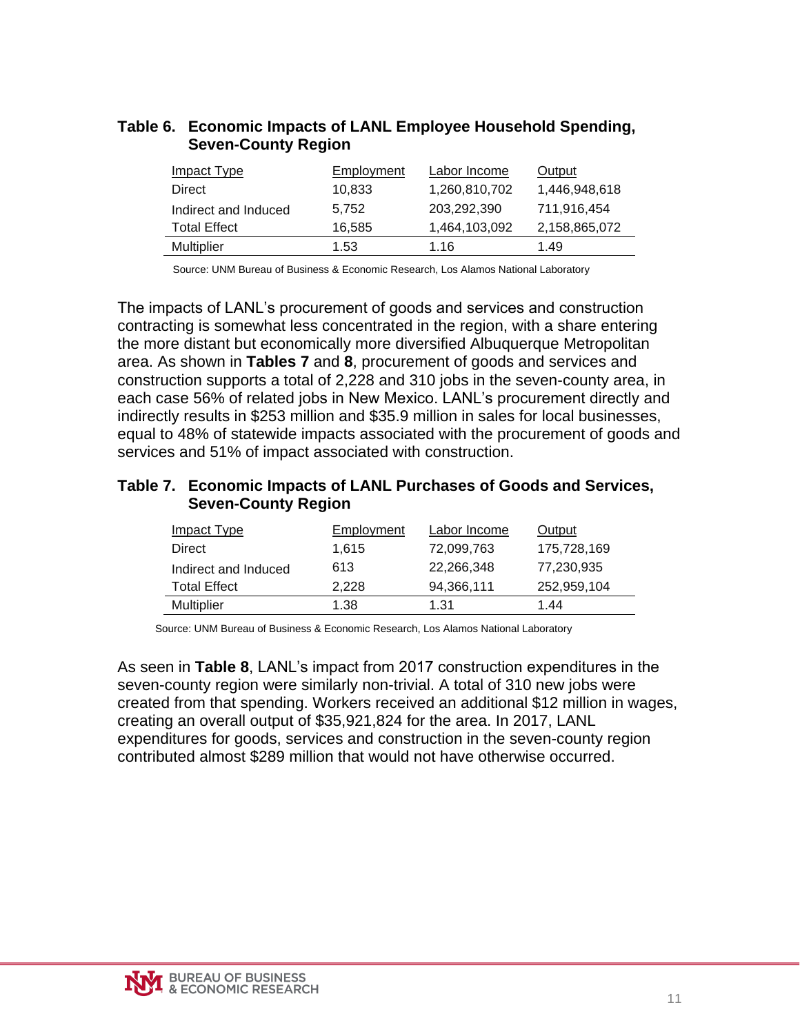**Table 6. Economic Impacts of LANL Employee Household Spending, Seven-County Region**

| Impact Type | Employment | Labor Income | Output |
|---|---|---|---|
| Direct | 10,833 | 1,260,810,702 | 1,446,948,618 |
| Indirect and Induced | 5,752 | 203,292,390 | 711,916,454 |
| Total Effect | 16,585 | 1,464,103,092 | 2,158,865,072 |
| Multiplier | 1.53 | 1.16 | 1.49 |

Source: UNM Bureau of Business & Economic Research, Los Alamos National Laboratory

The impacts of LANL's procurement of goods and services and construction contracting is somewhat less concentrated in the region, with a share entering the more distant but economically more diversified Albuquerque Metropolitan area. As shown in **Tables 7** and **8**, procurement of goods and services and construction supports a total of 2,228 and 310 jobs in the seven-county area, in each case 56% of related jobs in New Mexico. LANL's procurement directly and indirectly results in $253 million and $35.9 million in sales for local businesses, equal to 48% of statewide impacts associated with the procurement of goods and services and 51% of impact associated with construction.

**Table 7. Economic Impacts of LANL Purchases of Goods and Services, Seven-County Region**

| Impact Type | Employment | Labor Income | Output |
|---|---|---|---|
| Direct | 1,615 | 72,099,763 | 175,728,169 |
| Indirect and Induced | 613 | 22,266,348 | 77,230,935 |
| Total Effect | 2,228 | 94,366,111 | 252,959,104 |
| Multiplier | 1.38 | 1.31 | 1.44 |

Source: UNM Bureau of Business & Economic Research, Los Alamos National Laboratory

As seen in **Table 8**, LANL's impact from 2017 construction expenditures in the seven-county region were similarly non-trivial. A total of 310 new jobs were created from that spending. Workers received an additional $12 million in wages, creating an overall output of $35,921,824 for the area. In 2017, LANL expenditures for goods, services and construction in the seven-county region contributed almost $289 million that would not have otherwise occurred.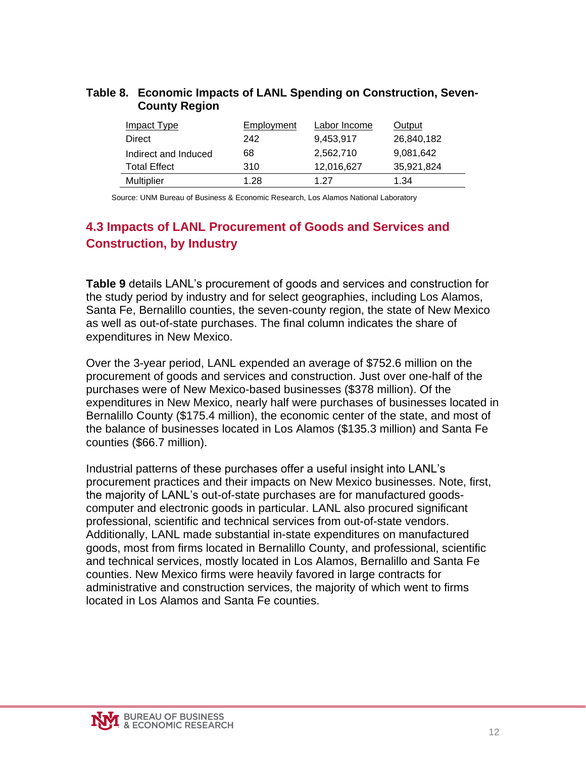**Table 8. Economic Impacts of LANL Spending on Construction, Seven-County Region**

| Impact Type | Employment | Labor Income | Output |
|---|---|---|---|
| Direct | 242 | 9,453,917 | 26,840,182 |
| Indirect and Induced | 68 | 2,562,710 | 9,081,642 |
| Total Effect | 310 | 12,016,627 | 35,921,824 |
| Multiplier | 1.28 | 1.27 | 1.34 |

Source: UNM Bureau of Business & Economic Research, Los Alamos National Laboratory

## 4.3 Impacts of LANL Procurement of Goods and Services and Construction, by Industry

**Table 9** details LANL's procurement of goods and services and construction for the study period by industry and for select geographies, including Los Alamos, Santa Fe, Bernalillo counties, the seven-county region, the state of New Mexico as well as out-of-state purchases. The final column indicates the share of expenditures in New Mexico.

Over the 3-year period, LANL expended an average of $752.6 million on the procurement of goods and services and construction. Just over one-half of the purchases were of New Mexico-based businesses ($378 million). Of the expenditures in New Mexico, nearly half were purchases of businesses located in Bernalillo County ($175.4 million), the economic center of the state, and most of the balance of businesses located in Los Alamos ($135.3 million) and Santa Fe counties ($66.7 million).

Industrial patterns of these purchases offer a useful insight into LANL's procurement practices and their impacts on New Mexico businesses. Note, first, the majority of LANL's out-of-state purchases are for manufactured goods-computer and electronic goods in particular. LANL also procured significant professional, scientific and technical services from out-of-state vendors. Additionally, LANL made substantial in-state expenditures on manufactured goods, most from firms located in Bernalillo County, and professional, scientific and technical services, mostly located in Los Alamos, Bernalillo and Santa Fe counties. New Mexico firms were heavily favored in large contracts for administrative and construction services, the majority of which went to firms located in Los Alamos and Santa Fe counties.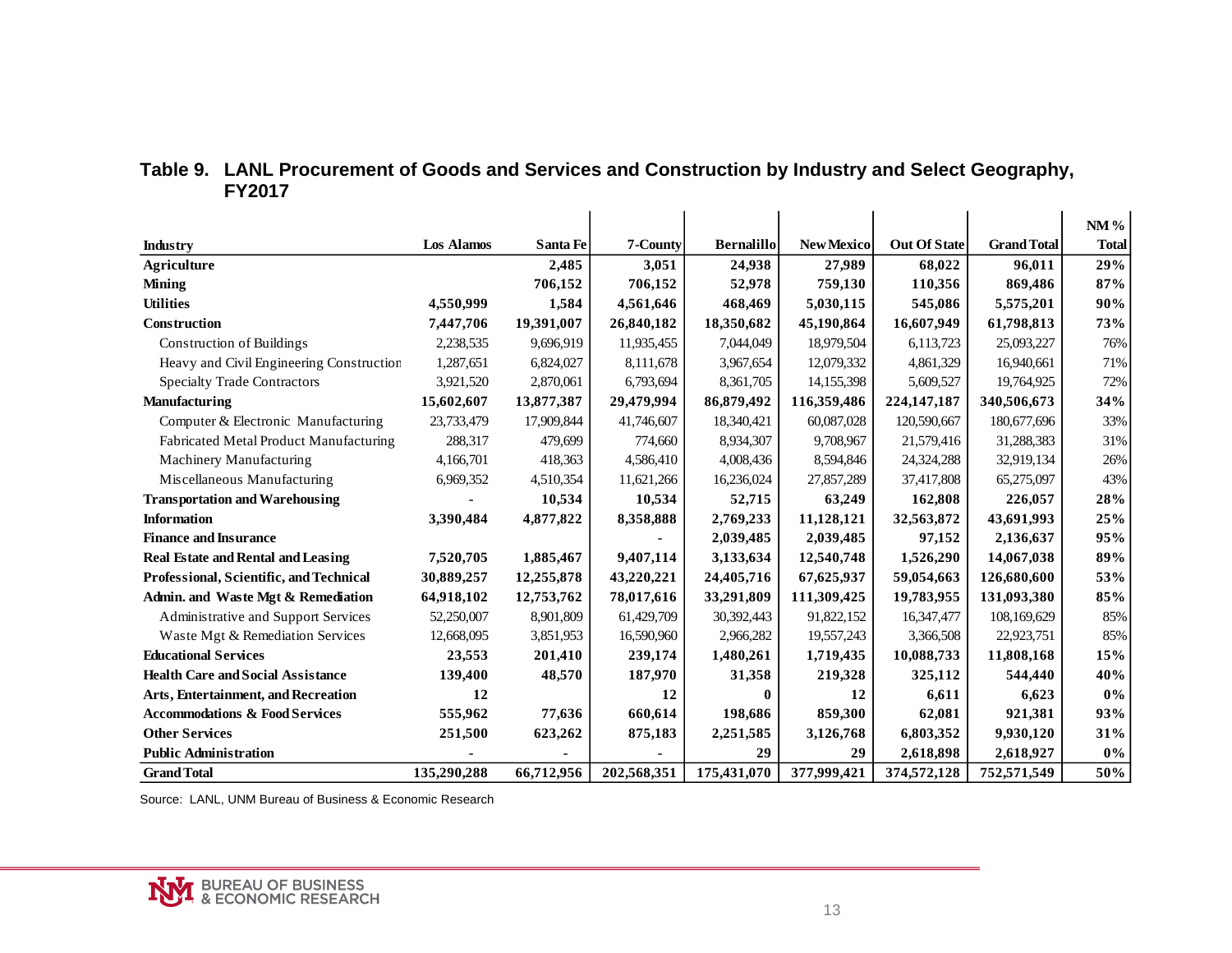**Table 9. LANL Procurement of Goods and Services and Construction by Industry and Select Geography, FY2017**

| Industry | Los Alamos | Santa Fe | 7-County | Bernalillo | New Mexico | Out Of State | Grand Total | NM % Total |
|---|---|---|---|---|---|---|---|---|
| **Agriculture** | | **2,485** | **3,051** | **24,938** | **27,989** | **68,022** | **96,011** | **29%** |
| **Mining** | | **706,152** | **706,152** | **52,978** | **759,130** | **110,356** | **869,486** | **87%** |
| **Utilities** | **4,550,999** | **1,584** | **4,561,646** | **468,469** | **5,030,115** | **545,086** | **5,575,201** | **90%** |
| **Construction** | **7,447,706** | **19,391,007** | **26,840,182** | **18,350,682** | **45,190,864** | **16,607,949** | **61,798,813** | **73%** |
| Construction of Buildings | 2,238,535 | 9,696,919 | 11,935,455 | 7,044,049 | 18,979,504 | 6,113,723 | 25,093,227 | 76% |
| Heavy and Civil Engineering Construction | 1,287,651 | 6,824,027 | 8,111,678 | 3,967,654 | 12,079,332 | 4,861,329 | 16,940,661 | 71% |
| Specialty Trade Contractors | 3,921,520 | 2,870,061 | 6,793,694 | 8,361,705 | 14,155,398 | 5,609,527 | 19,764,925 | 72% |
| **Manufacturing** | **15,602,607** | **13,877,387** | **29,479,994** | **86,879,492** | **116,359,486** | **224,147,187** | **340,506,673** | **34%** |
| Computer & Electronic Manufacturing | 23,733,479 | 17,909,844 | 41,746,607 | 18,340,421 | 60,087,028 | 120,590,667 | 180,677,696 | 33% |
| Fabricated Metal Product Manufacturing | 288,317 | 479,699 | 774,660 | 8,934,307 | 9,708,967 | 21,579,416 | 31,288,383 | 31% |
| Machinery Manufacturing | 4,166,701 | 418,363 | 4,586,410 | 4,008,436 | 8,594,846 | 24,324,288 | 32,919,134 | 26% |
| Miscellaneous Manufacturing | 6,969,352 | 4,510,354 | 11,621,266 | 16,236,024 | 27,857,289 | 37,417,808 | 65,275,097 | 43% |
| **Transportation and Warehousing** | **-** | **10,534** | **10,534** | **52,715** | **63,249** | **162,808** | **226,057** | **28%** |
| **Information** | **3,390,484** | **4,877,822** | **8,358,888** | **2,769,233** | **11,128,121** | **32,563,872** | **43,691,993** | **25%** |
| **Finance and Insurance** | | | **-** | **2,039,485** | **2,039,485** | **97,152** | **2,136,637** | **95%** |
| **Real Estate and Rental and Leasing** | **7,520,705** | **1,885,467** | **9,407,114** | **3,133,634** | **12,540,748** | **1,526,290** | **14,067,038** | **89%** |
| **Professional, Scientific, and Technical** | **30,889,257** | **12,255,878** | **43,220,221** | **24,405,716** | **67,625,937** | **59,054,663** | **126,680,600** | **53%** |
| **Admin. and Waste Mgt & Remediation** | **64,918,102** | **12,753,762** | **78,017,616** | **33,291,809** | **111,309,425** | **19,783,955** | **131,093,380** | **85%** |
| Administrative and Support Services | 52,250,007 | 8,901,809 | 61,429,709 | 30,392,443 | 91,822,152 | 16,347,477 | 108,169,629 | 85% |
| Waste Mgt & Remediation Services | 12,668,095 | 3,851,953 | 16,590,960 | 2,966,282 | 19,557,243 | 3,366,508 | 22,923,751 | 85% |
| **Educational Services** | **23,553** | **201,410** | **239,174** | **1,480,261** | **1,719,435** | **10,088,733** | **11,808,168** | **15%** |
| **Health Care and Social Assistance** | **139,400** | **48,570** | **187,970** | **31,358** | **219,328** | **325,112** | **544,440** | **40%** |
| **Arts, Entertainment, and Recreation** | **12** | | **12** | **0** | **12** | **6,611** | **6,623** | **0%** |
| **Accommodations & Food Services** | **555,962** | **77,636** | **660,614** | **198,686** | **859,300** | **62,081** | **921,381** | **93%** |
| **Other Services** | **251,500** | **623,262** | **875,183** | **2,251,585** | **3,126,768** | **6,803,352** | **9,930,120** | **31%** |
| **Public Administration** | **-** | **-** | **-** | **29** | **29** | **2,618,898** | **2,618,927** | **0%** |
| **Grand Total** | **135,290,288** | **66,712,956** | **202,568,351** | **175,431,070** | **377,999,421** | **374,572,128** | **752,571,549** | **50%** |

Source: LANL, UNM Bureau of Business & Economic Research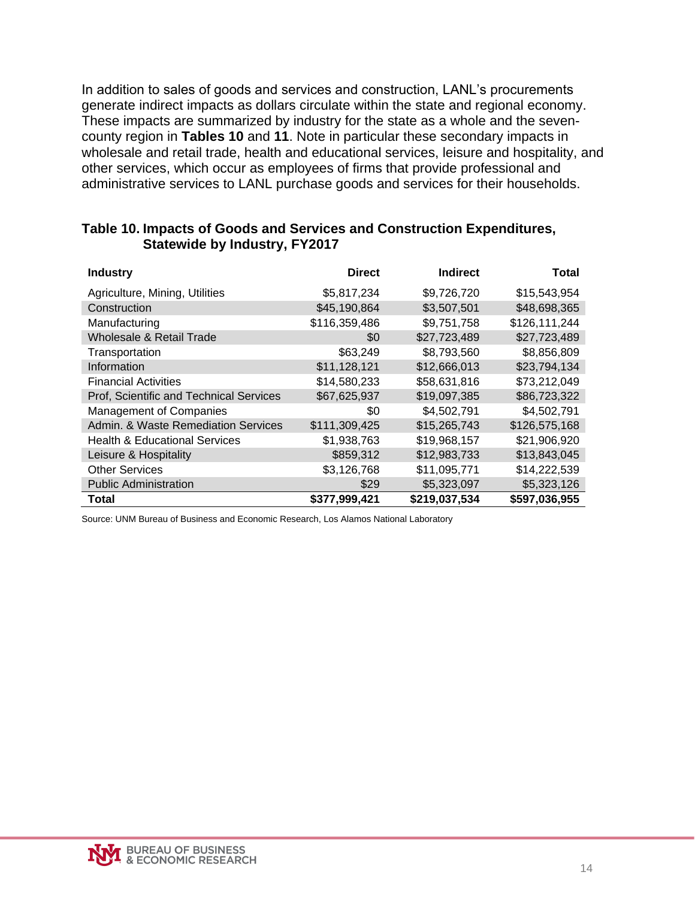In addition to sales of goods and services and construction, LANL's procurements generate indirect impacts as dollars circulate within the state and regional economy. These impacts are summarized by industry for the state as a whole and the seven-county region in **Tables 10** and **11**. Note in particular these secondary impacts in wholesale and retail trade, health and educational services, leisure and hospitality, and other services, which occur as employees of firms that provide professional and administrative services to LANL purchase goods and services for their households.

### Table 10. Impacts of Goods and Services and Construction Expenditures, Statewide by Industry, FY2017

| Industry | Direct | Indirect | Total |
|---|---:|---:|---:|
| Agriculture, Mining, Utilities | $5,817,234 | $9,726,720 | $15,543,954 |
| Construction | $45,190,864 | $3,507,501 | $48,698,365 |
| Manufacturing | $116,359,486 | $9,751,758 | $126,111,244 |
| Wholesale & Retail Trade | $0 | $27,723,489 | $27,723,489 |
| Transportation | $63,249 | $8,793,560 | $8,856,809 |
| Information | $11,128,121 | $12,666,013 | $23,794,134 |
| Financial Activities | $14,580,233 | $58,631,816 | $73,212,049 |
| Prof, Scientific and Technical Services | $67,625,937 | $19,097,385 | $86,723,322 |
| Management of Companies | $0 | $4,502,791 | $4,502,791 |
| Admin. & Waste Remediation Services | $111,309,425 | $15,265,743 | $126,575,168 |
| Health & Educational Services | $1,938,763 | $19,968,157 | $21,906,920 |
| Leisure & Hospitality | $859,312 | $12,983,733 | $13,843,045 |
| Other Services | $3,126,768 | $11,095,771 | $14,222,539 |
| Public Administration | $29 | $5,323,097 | $5,323,126 |
| **Total** | **$377,999,421** | **$219,037,534** | **$597,036,955** |

Source: UNM Bureau of Business and Economic Research, Los Alamos National Laboratory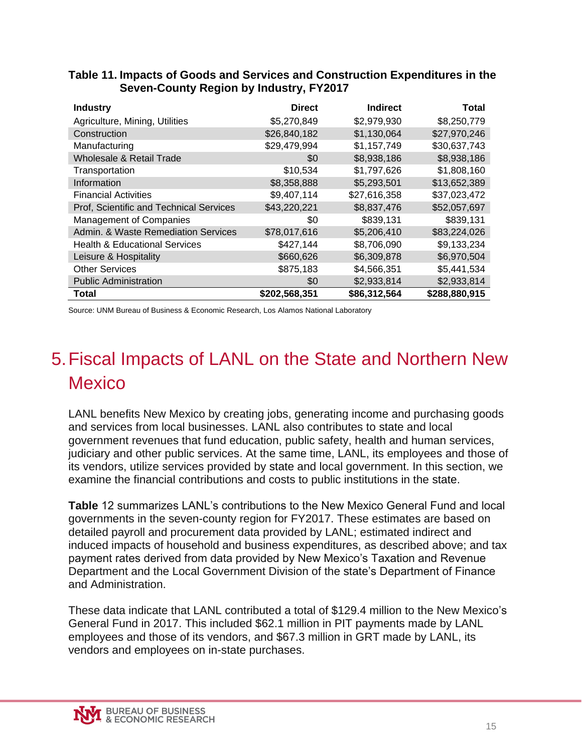**Table 11. Impacts of Goods and Services and Construction Expenditures in the Seven-County Region by Industry, FY2017**

| Industry | Direct | Indirect | Total |
|---|---|---|---|
| Agriculture, Mining, Utilities | $5,270,849 | $2,979,930 | $8,250,779 |
| Construction | $26,840,182 | $1,130,064 | $27,970,246 |
| Manufacturing | $29,479,994 | $1,157,749 | $30,637,743 |
| Wholesale & Retail Trade | $0 | $8,938,186 | $8,938,186 |
| Transportation | $10,534 | $1,797,626 | $1,808,160 |
| Information | $8,358,888 | $5,293,501 | $13,652,389 |
| Financial Activities | $9,407,114 | $27,616,358 | $37,023,472 |
| Prof, Scientific and Technical Services | $43,220,221 | $8,837,476 | $52,057,697 |
| Management of Companies | $0 | $839,131 | $839,131 |
| Admin. & Waste Remediation Services | $78,017,616 | $5,206,410 | $83,224,026 |
| Health & Educational Services | $427,144 | $8,706,090 | $9,133,234 |
| Leisure & Hospitality | $660,626 | $6,309,878 | $6,970,504 |
| Other Services | $875,183 | $4,566,351 | $5,441,534 |
| Public Administration | $0 | $2,933,814 | $2,933,814 |
| **Total** | **$202,568,351** | **$86,312,564** | **$288,880,915** |

Source: UNM Bureau of Business & Economic Research, Los Alamos National Laboratory

# 5. Fiscal Impacts of LANL on the State and Northern New Mexico

LANL benefits New Mexico by creating jobs, generating income and purchasing goods and services from local businesses. LANL also contributes to state and local government revenues that fund education, public safety, health and human services, judiciary and other public services. At the same time, LANL, its employees and those of its vendors, utilize services provided by state and local government. In this section, we examine the financial contributions and costs to public institutions in the state.

**Table** 12 summarizes LANL's contributions to the New Mexico General Fund and local governments in the seven-county region for FY2017. These estimates are based on detailed payroll and procurement data provided by LANL; estimated indirect and induced impacts of household and business expenditures, as described above; and tax payment rates derived from data provided by New Mexico's Taxation and Revenue Department and the Local Government Division of the state's Department of Finance and Administration.

These data indicate that LANL contributed a total of $129.4 million to the New Mexico's General Fund in 2017. This included $62.1 million in PIT payments made by LANL employees and those of its vendors, and $67.3 million in GRT made by LANL, its vendors and employees on in-state purchases.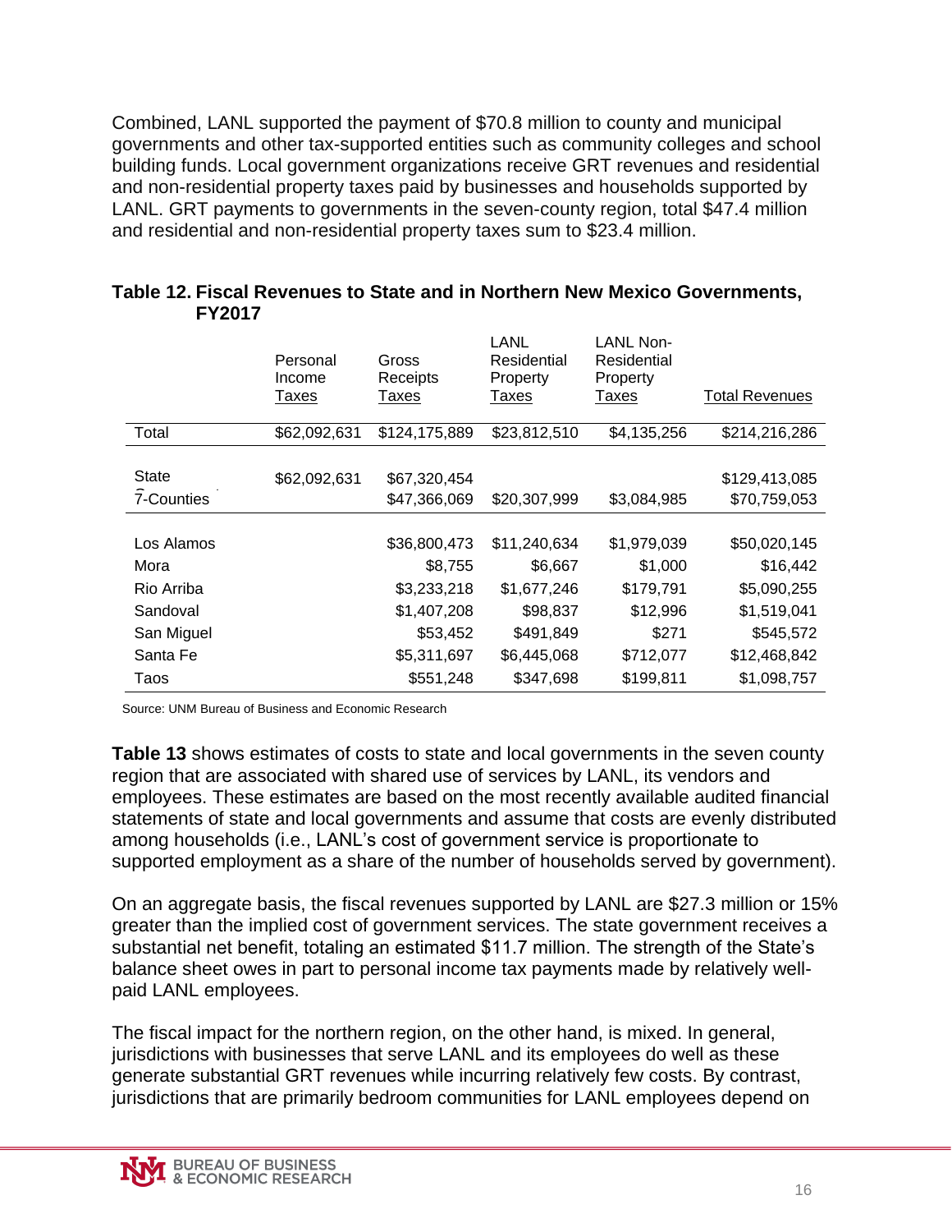Combined, LANL supported the payment of $70.8 million to county and municipal governments and other tax-supported entities such as community colleges and school building funds. Local government organizations receive GRT revenues and residential and non-residential property taxes paid by businesses and households supported by LANL. GRT payments to governments in the seven-county region, total $47.4 million and residential and non-residential property taxes sum to $23.4 million.

**Table 12. Fiscal Revenues to State and in Northern New Mexico Governments, FY2017**

| | Personal Income Taxes | Gross Receipts Taxes | LANL Residential Property Taxes | LANL Non-Residential Property Taxes | Total Revenues |
|---|---|---|---|---|---|
| Total | $62,092,631 | $124,175,889 | $23,812,510 | $4,135,256 | $214,216,286 |
| State | $62,092,631 | $67,320,454 | | | $129,413,085 |
| 7-Counties | | $47,366,069 | $20,307,999 | $3,084,985 | $70,759,053 |
| Los Alamos | | $36,800,473 | $11,240,634 | $1,979,039 | $50,020,145 |
| Mora | | $8,755 | $6,667 | $1,000 | $16,442 |
| Rio Arriba | | $3,233,218 | $1,677,246 | $179,791 | $5,090,255 |
| Sandoval | | $1,407,208 | $98,837 | $12,996 | $1,519,041 |
| San Miguel | | $53,452 | $491,849 | $271 | $545,572 |
| Santa Fe | | $5,311,697 | $6,445,068 | $712,077 | $12,468,842 |
| Taos | | $551,248 | $347,698 | $199,811 | $1,098,757 |

Source: UNM Bureau of Business and Economic Research

**Table 13** shows estimates of costs to state and local governments in the seven county region that are associated with shared use of services by LANL, its vendors and employees. These estimates are based on the most recently available audited financial statements of state and local governments and assume that costs are evenly distributed among households (i.e., LANL's cost of government service is proportionate to supported employment as a share of the number of households served by government).

On an aggregate basis, the fiscal revenues supported by LANL are $27.3 million or 15% greater than the implied cost of government services. The state government receives a substantial net benefit, totaling an estimated $11.7 million. The strength of the State's balance sheet owes in part to personal income tax payments made by relatively well-paid LANL employees.

The fiscal impact for the northern region, on the other hand, is mixed. In general, jurisdictions with businesses that serve LANL and its employees do well as these generate substantial GRT revenues while incurring relatively few costs. By contrast, jurisdictions that are primarily bedroom communities for LANL employees depend on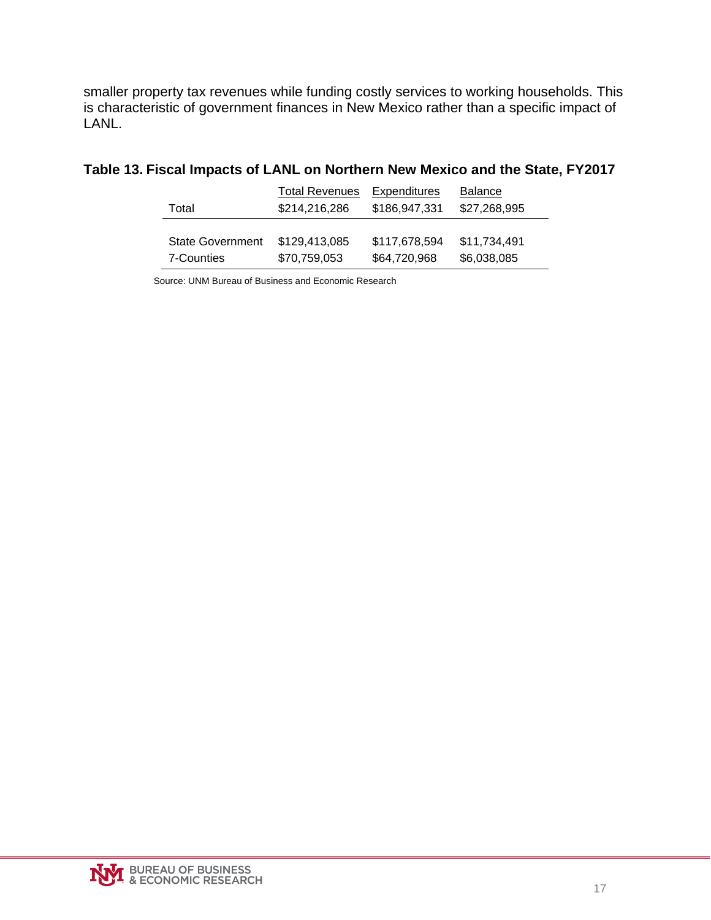smaller property tax revenues while funding costly services to working households. This is characteristic of government finances in New Mexico rather than a specific impact of LANL.

**Table 13. Fiscal Impacts of LANL on Northern New Mexico and the State, FY2017**

| | Total Revenues | Expenditures | Balance |
|---|---|---|---|
| Total | $214,216,286 | $186,947,331 | $27,268,995 |
| State Government | $129,413,085 | $117,678,594 | $11,734,491 |
| 7-Counties | $70,759,053 | $64,720,968 | $6,038,085 |

Source: UNM Bureau of Business and Economic Research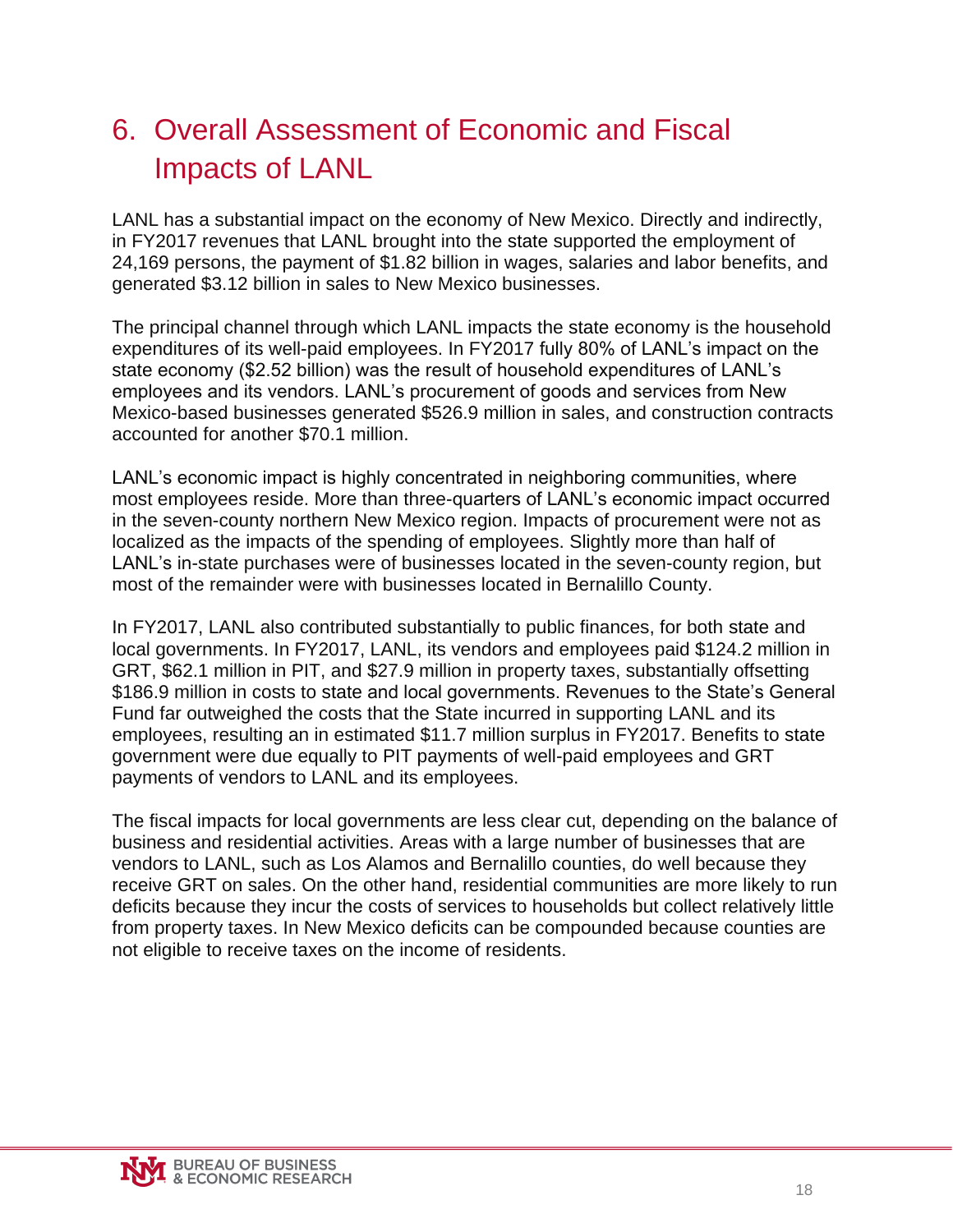# 6. Overall Assessment of Economic and Fiscal Impacts of LANL

LANL has a substantial impact on the economy of New Mexico. Directly and indirectly, in FY2017 revenues that LANL brought into the state supported the employment of 24,169 persons, the payment of $1.82 billion in wages, salaries and labor benefits, and generated $3.12 billion in sales to New Mexico businesses.

The principal channel through which LANL impacts the state economy is the household expenditures of its well-paid employees. In FY2017 fully 80% of LANL's impact on the state economy ($2.52 billion) was the result of household expenditures of LANL's employees and its vendors. LANL's procurement of goods and services from New Mexico-based businesses generated $526.9 million in sales, and construction contracts accounted for another $70.1 million.

LANL's economic impact is highly concentrated in neighboring communities, where most employees reside. More than three-quarters of LANL's economic impact occurred in the seven-county northern New Mexico region. Impacts of procurement were not as localized as the impacts of the spending of employees. Slightly more than half of LANL's in-state purchases were of businesses located in the seven-county region, but most of the remainder were with businesses located in Bernalillo County.

In FY2017, LANL also contributed substantially to public finances, for both state and local governments. In FY2017, LANL, its vendors and employees paid $124.2 million in GRT, $62.1 million in PIT, and $27.9 million in property taxes, substantially offsetting $186.9 million in costs to state and local governments. Revenues to the State's General Fund far outweighed the costs that the State incurred in supporting LANL and its employees, resulting an in estimated $11.7 million surplus in FY2017. Benefits to state government were due equally to PIT payments of well-paid employees and GRT payments of vendors to LANL and its employees.

The fiscal impacts for local governments are less clear cut, depending on the balance of business and residential activities. Areas with a large number of businesses that are vendors to LANL, such as Los Alamos and Bernalillo counties, do well because they receive GRT on sales. On the other hand, residential communities are more likely to run deficits because they incur the costs of services to households but collect relatively little from property taxes. In New Mexico deficits can be compounded because counties are not eligible to receive taxes on the income of residents.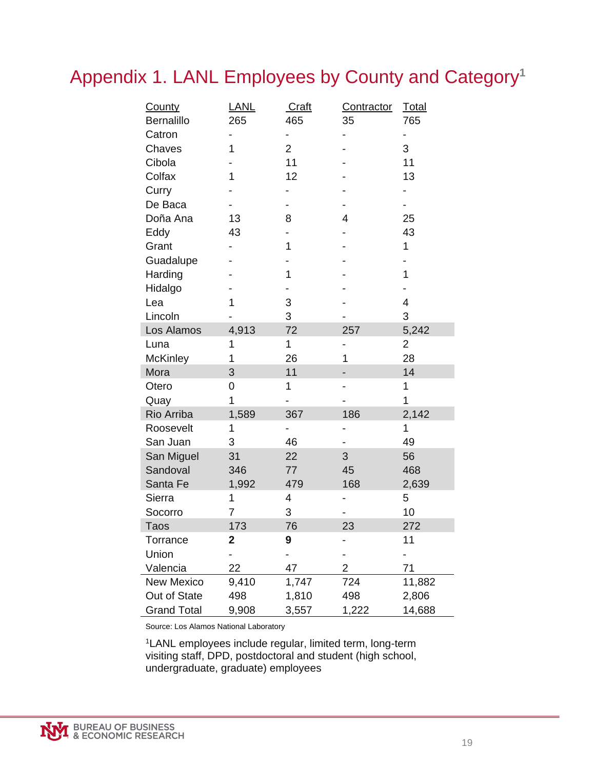# Appendix 1. LANL Employees by County and Category[1]

| County | LANL | Craft | Contractor | Total |
|---|---|---|---|---|
| Bernalillo | 265 | 465 | 35 | 765 |
| Catron | - | - | - | - |
| Chaves | 1 | 2 | - | 3 |
| Cibola | - | 11 | - | 11 |
| Colfax | 1 | 12 | - | 13 |
| Curry | - | - | - | - |
| De Baca | - | - | - | - |
| Doña Ana | 13 | 8 | 4 | 25 |
| Eddy | 43 | - | - | 43 |
| Grant | - | 1 | - | 1 |
| Guadalupe | - | - | - | - |
| Harding | - | 1 | - | 1 |
| Hidalgo | - | - | - | - |
| Lea | 1 | 3 | - | 4 |
| Lincoln | - | 3 | - | 3 |
| Los Alamos | 4,913 | 72 | 257 | 5,242 |
| Luna | 1 | 1 | - | 2 |
| McKinley | 1 | 26 | 1 | 28 |
| Mora | 3 | 11 | - | 14 |
| Otero | 0 | 1 | - | 1 |
| Quay | 1 | - | - | 1 |
| Rio Arriba | 1,589 | 367 | 186 | 2,142 |
| Roosevelt | 1 | - | - | 1 |
| San Juan | 3 | 46 | - | 49 |
| San Miguel | 31 | 22 | 3 | 56 |
| Sandoval | 346 | 77 | 45 | 468 |
| Santa Fe | 1,992 | 479 | 168 | 2,639 |
| Sierra | 1 | 4 | - | 5 |
| Socorro | 7 | 3 | - | 10 |
| Taos | 173 | 76 | 23 | 272 |
| Torrance | **2** | **9** | - | 11 |
| Union | - | - | - | - |
| Valencia | 22 | 47 | 2 | 71 |
| New Mexico | 9,410 | 1,747 | 724 | 11,882 |
| Out of State | 498 | 1,810 | 498 | 2,806 |
| Grand Total | 9,908 | 3,557 | 1,222 | 14,688 |

Source: Los Alamos National Laboratory

[1]LANL employees include regular, limited term, long-term visiting staff, DPD, postdoctoral and student (high school, undergraduate, graduate) employees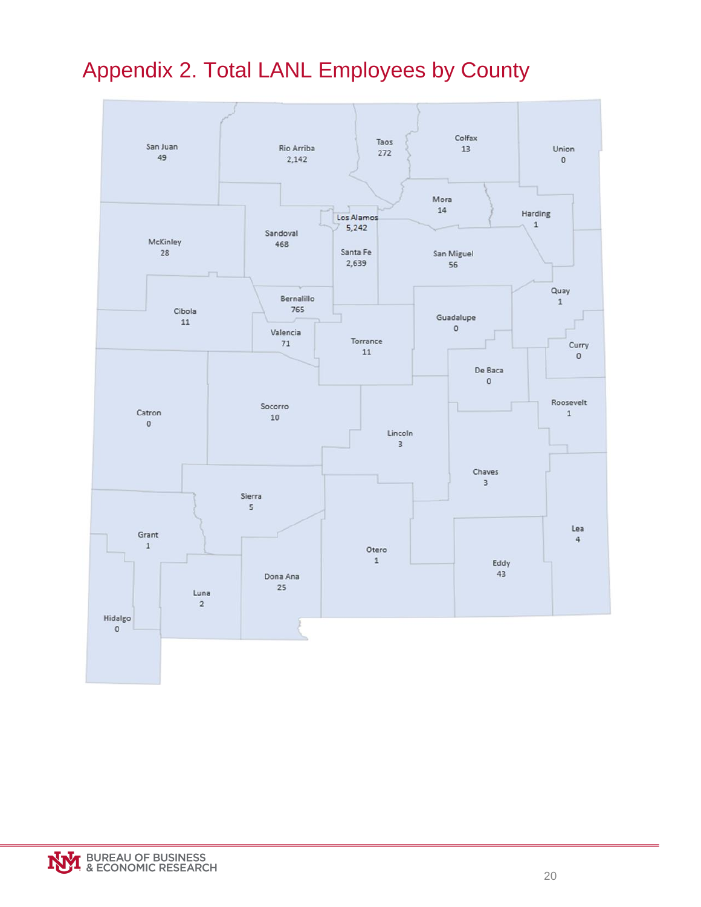# Appendix 2. Total LANL Employees by County

San Juan
49

Rio Arriba
2,142

Taos
272

Colfax
13

Union
0

Mora
14

Los Alamos
5,242

Harding
1

McKinley
28

Sandoval
468

Santa Fe
2,639

San Miguel
56

Bernalillo
765

Quay
1

Cibola
11

Guadalupe
0

Valencia
71

Torrance
11

Curry
0

De Baca
0

Roosevelt
1

Catron
0

Socorro
10

Lincoln
3

Chaves
3

Sierra
5

Lea
4

Grant
1

Otero
1

Eddy
43

Dona Ana
25

Luna
2

Hidalgo
0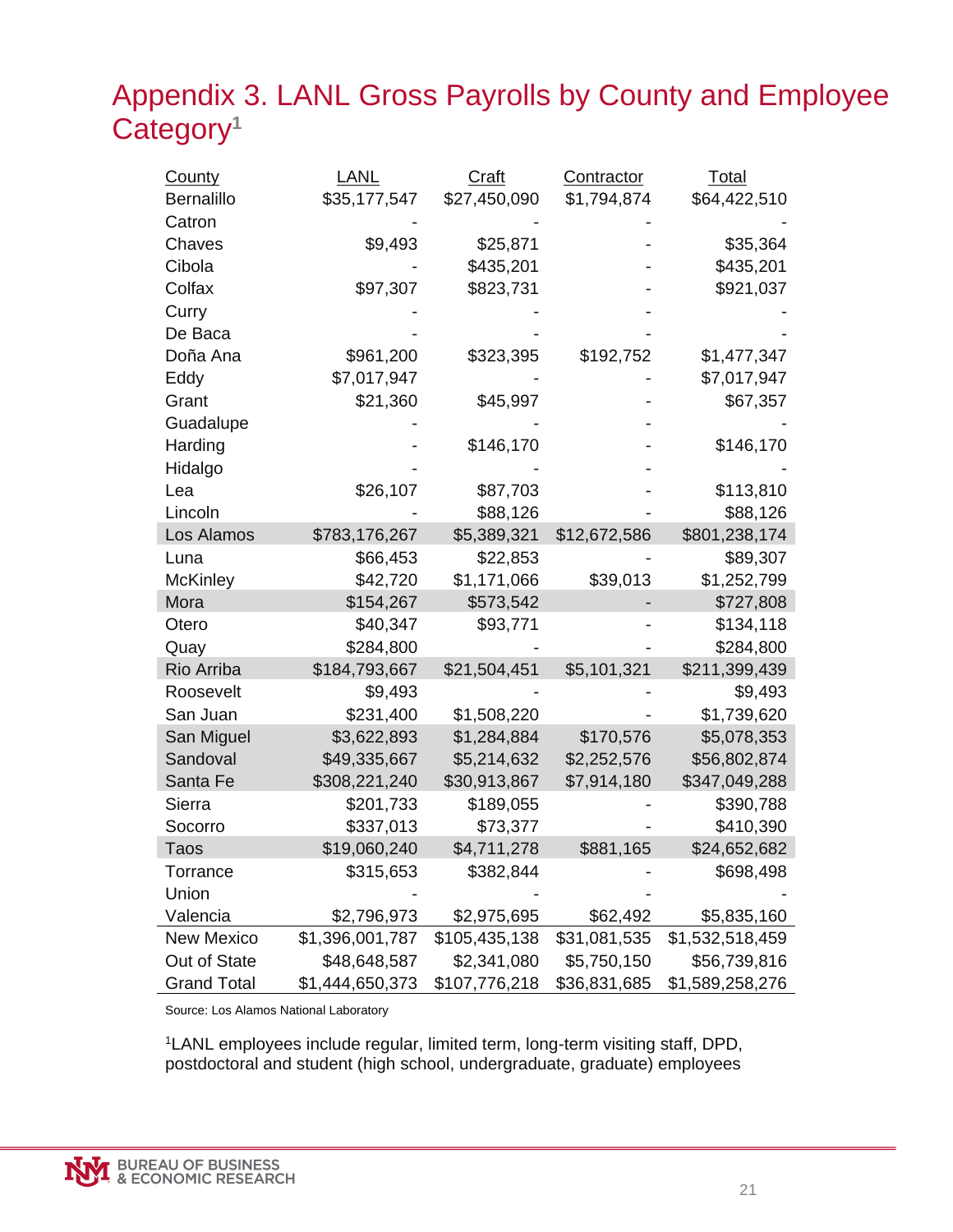# Appendix 3. LANL Gross Payrolls by County and Employee Category[1]

| County | LANL | Craft | Contractor | Total |
|---|---|---|---|---|
| Bernalillo | $35,177,547 | $27,450,090 | $1,794,874 | $64,422,510 |
| Catron | - | - | - | - |
| Chaves | $9,493 | $25,871 | - | $35,364 |
| Cibola | - | $435,201 | - | $435,201 |
| Colfax | $97,307 | $823,731 | - | $921,037 |
| Curry | - | - | - | - |
| De Baca | - | - | - | - |
| Doña Ana | $961,200 | $323,395 | $192,752 | $1,477,347 |
| Eddy | $7,017,947 | - | - | $7,017,947 |
| Grant | $21,360 | $45,997 | - | $67,357 |
| Guadalupe | - | - | - | - |
| Harding | - | $146,170 | - | $146,170 |
| Hidalgo | - | - | - | - |
| Lea | $26,107 | $87,703 | - | $113,810 |
| Lincoln | - | $88,126 | - | $88,126 |
| Los Alamos | $783,176,267 | $5,389,321 | $12,672,586 | $801,238,174 |
| Luna | $66,453 | $22,853 | - | $89,307 |
| McKinley | $42,720 | $1,171,066 | $39,013 | $1,252,799 |
| Mora | $154,267 | $573,542 | - | $727,808 |
| Otero | $40,347 | $93,771 | - | $134,118 |
| Quay | $284,800 | - | - | $284,800 |
| Rio Arriba | $184,793,667 | $21,504,451 | $5,101,321 | $211,399,439 |
| Roosevelt | $9,493 | - | - | $9,493 |
| San Juan | $231,400 | $1,508,220 | - | $1,739,620 |
| San Miguel | $3,622,893 | $1,284,884 | $170,576 | $5,078,353 |
| Sandoval | $49,335,667 | $5,214,632 | $2,252,576 | $56,802,874 |
| Santa Fe | $308,221,240 | $30,913,867 | $7,914,180 | $347,049,288 |
| Sierra | $201,733 | $189,055 | - | $390,788 |
| Socorro | $337,013 | $73,377 | - | $410,390 |
| Taos | $19,060,240 | $4,711,278 | $881,165 | $24,652,682 |
| Torrance | $315,653 | $382,844 | - | $698,498 |
| Union | - | - | - | - |
| Valencia | $2,796,973 | $2,975,695 | $62,492 | $5,835,160 |
| New Mexico | $1,396,001,787 | $105,435,138 | $31,081,535 | $1,532,518,459 |
| Out of State | $48,648,587 | $2,341,080 | $5,750,150 | $56,739,816 |
| Grand Total | $1,444,650,373 | $107,776,218 | $36,831,685 | $1,589,258,276 |

Source: Los Alamos National Laboratory

[1]LANL employees include regular, limited term, long-term visiting staff, DPD, postdoctoral and student (high school, undergraduate, graduate) employees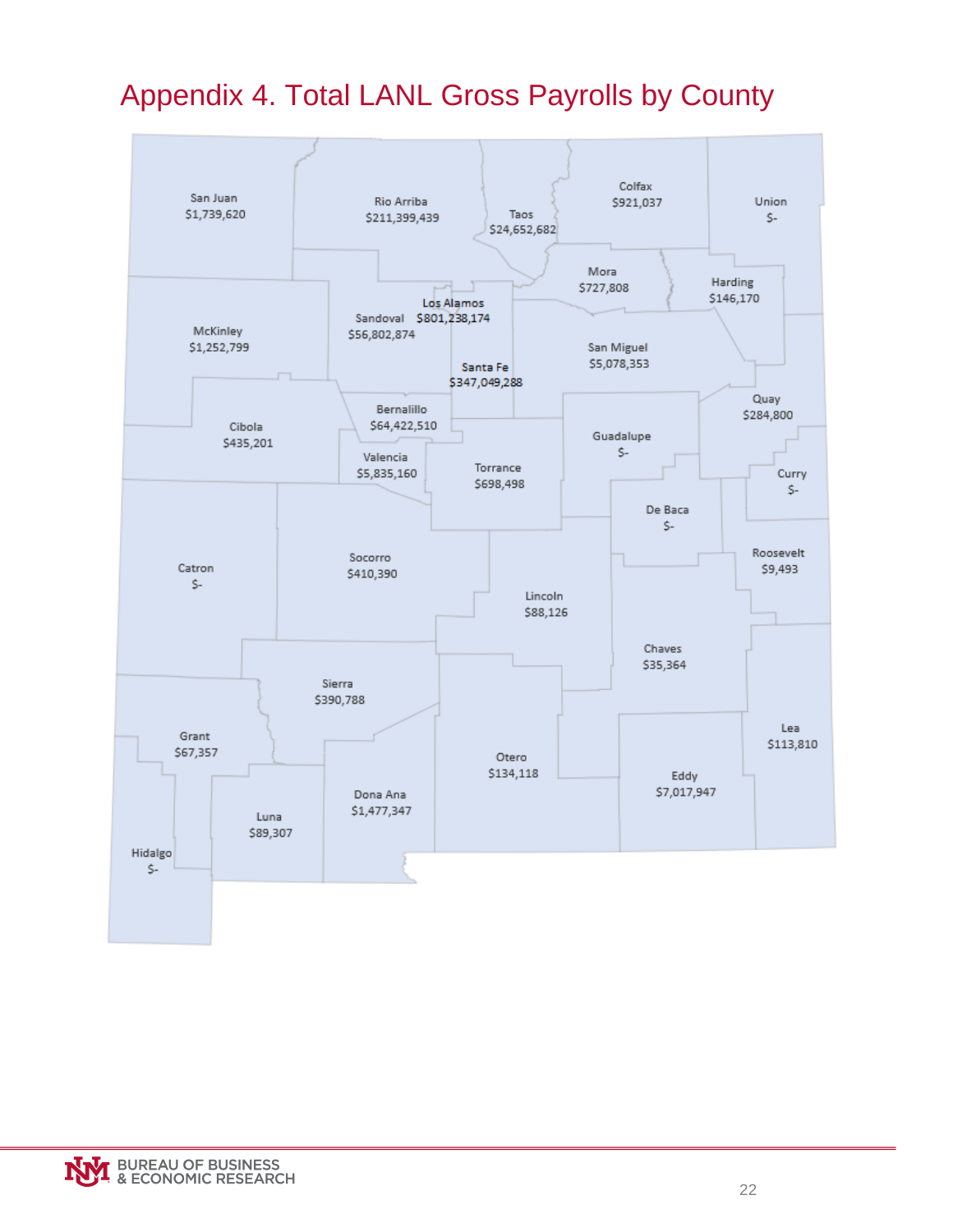# Appendix 4. Total LANL Gross Payrolls by County

San Juan
$1,739,620

Rio Arriba
$211,399,439

Taos
$24,652,682

Colfax
$921,037

Union
$-

Mora
$727,808

Harding
$146,170

Los Alamos
$801,238,174

Sandoval
$56,802,874

McKinley
$1,252,799

San Miguel
$5,078,353

Santa Fe
$347,049,288

Quay
$284,800

Bernalillo
$64,422,510

Cibola
$435,201

Guadalupe
$-

Valencia
$5,835,160

Torrance
$698,498

Curry
$-

De Baca
$-

Roosevelt
$9,493

Catron
$-

Socorro
$410,390

Lincoln
$88,126

Chaves
$35,364

Sierra
$390,788

Lea
$113,810

Grant
$67,357

Otero
$134,118

Eddy
$7,017,947

Dona Ana
$1,477,347

Luna
$89,307

Hidalgo
$-